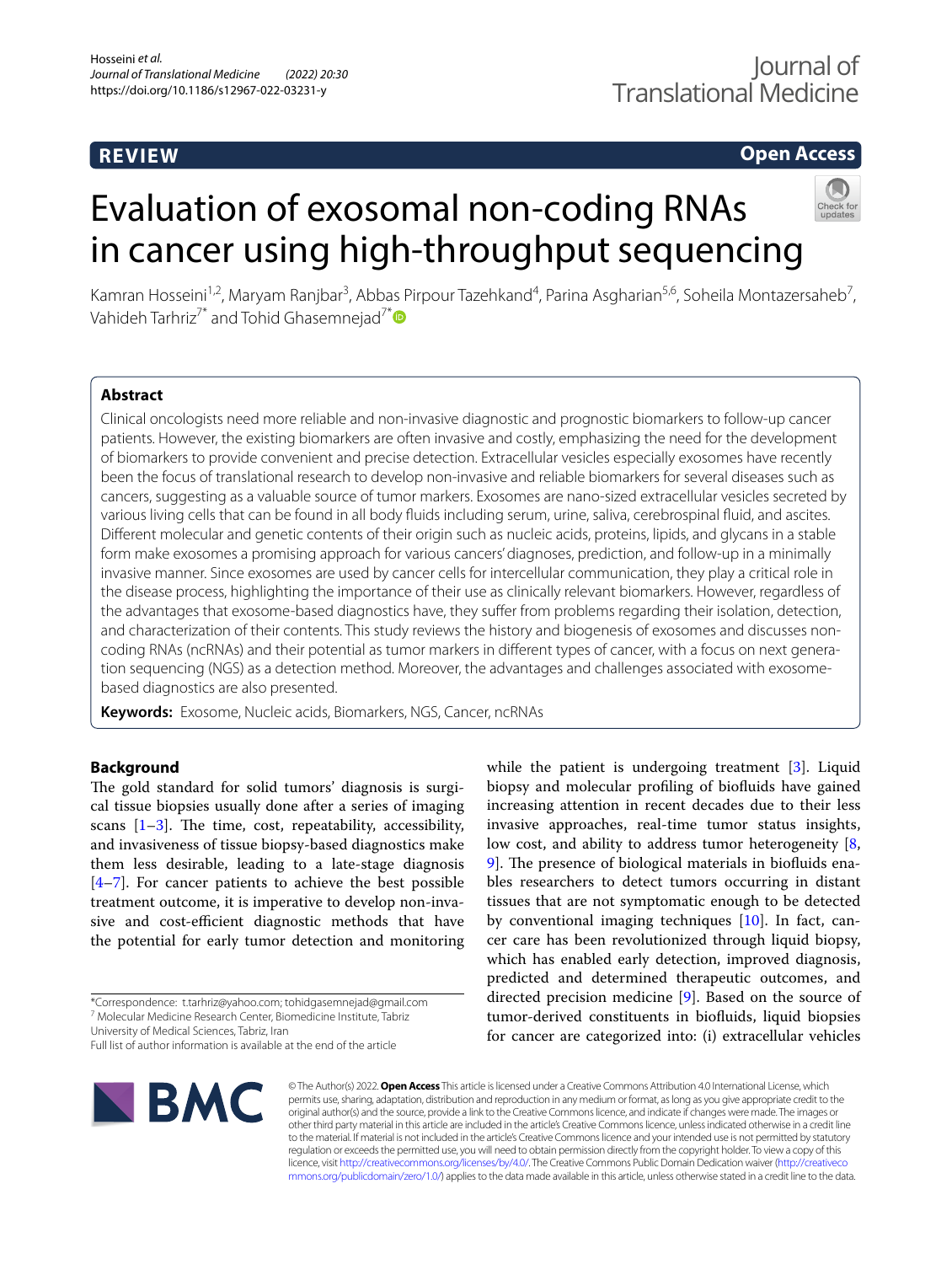REVIEW

Open Access

# Evaluation of exosomal non-coding RNAs in cancer using high-throughput sequencing

Kamran Hosseini[1,2], Maryam Ranjbar[3], Abbas Pirpour Tazehkand[4], Parina Asgharian[5,6], Soheila Montazersaheb[7], Vahideh Tarhriz[7*] and Tohid Ghasemnejad[7*]

## Abstract

Clinical oncologists need more reliable and non-invasive diagnostic and prognostic biomarkers to follow-up cancer patients. However, the existing biomarkers are often invasive and costly, emphasizing the need for the development of biomarkers to provide convenient and precise detection. Extracellular vesicles especially exosomes have recently been the focus of translational research to develop non-invasive and reliable biomarkers for several diseases such as cancers, suggesting as a valuable source of tumor markers. Exosomes are nano-sized extracellular vesicles secreted by various living cells that can be found in all body fluids including serum, urine, saliva, cerebrospinal fluid, and ascites. Different molecular and genetic contents of their origin such as nucleic acids, proteins, lipids, and glycans in a stable form make exosomes a promising approach for various cancers' diagnoses, prediction, and follow-up in a minimally invasive manner. Since exosomes are used by cancer cells for intercellular communication, they play a critical role in the disease process, highlighting the importance of their use as clinically relevant biomarkers. However, regardless of the advantages that exosome-based diagnostics have, they suffer from problems regarding their isolation, detection, and characterization of their contents. This study reviews the history and biogenesis of exosomes and discusses non-coding RNAs (ncRNAs) and their potential as tumor markers in different types of cancer, with a focus on next generation sequencing (NGS) as a detection method. Moreover, the advantages and challenges associated with exosome-based diagnostics are also presented.

**Keywords:** Exosome, Nucleic acids, Biomarkers, NGS, Cancer, ncRNAs

## Background

The gold standard for solid tumors' diagnosis is surgical tissue biopsies usually done after a series of imaging scans [1–3]. The time, cost, repeatability, accessibility, and invasiveness of tissue biopsy-based diagnostics make them less desirable, leading to a late-stage diagnosis [4–7]. For cancer patients to achieve the best possible treatment outcome, it is imperative to develop non-invasive and cost-efficient diagnostic methods that have the potential for early tumor detection and monitoring while the patient is undergoing treatment [3]. Liquid biopsy and molecular profiling of biofluids have gained increasing attention in recent decades due to their less invasive approaches, real-time tumor status insights, low cost, and ability to address tumor heterogeneity [8, 9]. The presence of biological materials in biofluids enables researchers to detect tumors occurring in distant tissues that are not symptomatic enough to be detected by conventional imaging techniques [10]. In fact, cancer care has been revolutionized through liquid biopsy, which has enabled early detection, improved diagnosis, predicted and determined therapeutic outcomes, and directed precision medicine [9]. Based on the source of tumor-derived constituents in biofluids, liquid biopsies for cancer are categorized into: (i) extracellular vehicles

*Correspondence: t.tarhriz@yahoo.com; tohidgasemnejad@gmail.com
[7] Molecular Medicine Research Center, Biomedicine Institute, Tabriz University of Medical Sciences, Tabriz, Iran
Full list of author information is available at the end of the article

© The Author(s) 2022. **Open Access** This article is licensed under a Creative Commons Attribution 4.0 International License, which permits use, sharing, adaptation, distribution and reproduction in any medium or format, as long as you give appropriate credit to the original author(s) and the source, provide a link to the Creative Commons licence, and indicate if changes were made. The images or other third party material in this article are included in the article's Creative Commons licence, unless indicated otherwise in a credit line to the material. If material is not included in the article's Creative Commons licence and your intended use is not permitted by statutory regulation or exceeds the permitted use, you will need to obtain permission directly from the copyright holder. To view a copy of this licence, visit http://creativecommons.org/licenses/by/4.0/. The Creative Commons Public Domain Dedication waiver (http://creativecommons.org/publicdomain/zero/1.0/) applies to the data made available in this article, unless otherwise stated in a credit line to the data.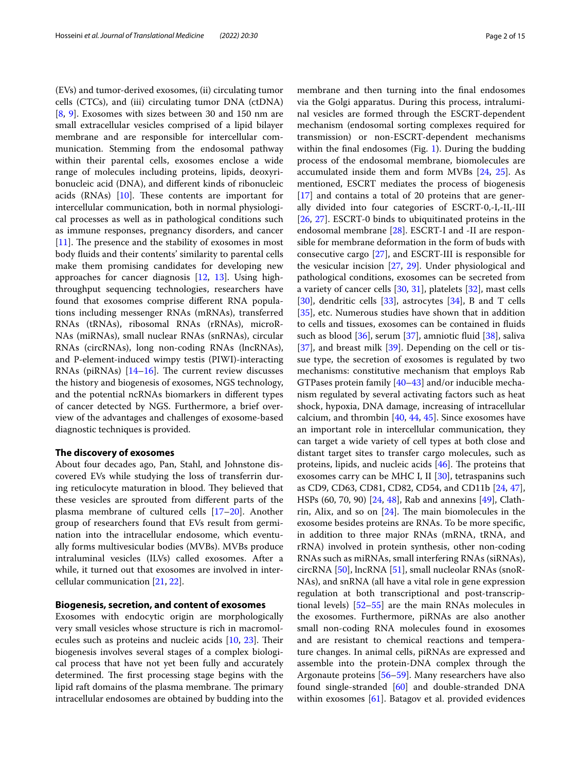(EVs) and tumor-derived exosomes, (ii) circulating tumor cells (CTCs), and (iii) circulating tumor DNA (ctDNA) [8, 9]. Exosomes with sizes between 30 and 150 nm are small extracellular vesicles comprised of a lipid bilayer membrane and are responsible for intercellular communication. Stemming from the endosomal pathway within their parental cells, exosomes enclose a wide range of molecules including proteins, lipids, deoxyribonucleic acid (DNA), and different kinds of ribonucleic acids (RNAs) [10]. These contents are important for intercellular communication, both in normal physiological processes as well as in pathological conditions such as immune responses, pregnancy disorders, and cancer [11]. The presence and the stability of exosomes in most body fluids and their contents' similarity to parental cells make them promising candidates for developing new approaches for cancer diagnosis [12, 13]. Using high-throughput sequencing technologies, researchers have found that exosomes comprise different RNA populations including messenger RNAs (mRNAs), transferred RNAs (tRNAs), ribosomal RNAs (rRNAs), microRNAs (miRNAs), small nuclear RNAs (snRNAs), circular RNAs (circRNAs), long non-coding RNAs (lncRNAs), and P-element-induced wimpy testis (PIWI)-interacting RNAs (piRNAs) [14–16]. The current review discusses the history and biogenesis of exosomes, NGS technology, and the potential ncRNAs biomarkers in different types of cancer detected by NGS. Furthermore, a brief overview of the advantages and challenges of exosome-based diagnostic techniques is provided.

## The discovery of exosomes

About four decades ago, Pan, Stahl, and Johnstone discovered EVs while studying the loss of transferrin during reticulocyte maturation in blood. They believed that these vesicles are sprouted from different parts of the plasma membrane of cultured cells [17–20]. Another group of researchers found that EVs result from germination into the intracellular endosome, which eventually forms multivesicular bodies (MVBs). MVBs produce intraluminal vesicles (ILVs) called exosomes. After a while, it turned out that exosomes are involved in intercellular communication [21, 22].

## Biogenesis, secretion, and content of exosomes

Exosomes with endocytic origin are morphologically very small vesicles whose structure is rich in macromolecules such as proteins and nucleic acids [10, 23]. Their biogenesis involves several stages of a complex biological process that have not yet been fully and accurately determined. The first processing stage begins with the lipid raft domains of the plasma membrane. The primary intracellular endosomes are obtained by budding into the membrane and then turning into the final endosomes via the Golgi apparatus. During this process, intraluminal vesicles are formed through the ESCRT-dependent mechanism (endosomal sorting complexes required for transmission) or non-ESCRT-dependent mechanisms within the final endosomes (Fig. 1). During the budding process of the endosomal membrane, biomolecules are accumulated inside them and form MVBs [24, 25]. As mentioned, ESCRT mediates the process of biogenesis [17] and contains a total of 20 proteins that are generally divided into four categories of ESCRT-0,-I,-II,-III [26, 27]. ESCRT-0 binds to ubiquitinated proteins in the endosomal membrane [28]. ESCRT-I and -II are responsible for membrane deformation in the form of buds with consecutive cargo [27], and ESCRT-III is responsible for the vesicular incision [27, 29]. Under physiological and pathological conditions, exosomes can be secreted from a variety of cancer cells [30, 31], platelets [32], mast cells [30], dendritic cells [33], astrocytes [34], B and T cells [35], etc. Numerous studies have shown that in addition to cells and tissues, exosomes can be contained in fluids such as blood [36], serum [37], amniotic fluid [38], saliva [37], and breast milk [39]. Depending on the cell or tissue type, the secretion of exosomes is regulated by two mechanisms: constitutive mechanism that employs Rab GTPases protein family [40–43] and/or inducible mechanism regulated by several activating factors such as heat shock, hypoxia, DNA damage, increasing of intracellular calcium, and thrombin [40, 44, 45]. Since exosomes have an important role in intercellular communication, they can target a wide variety of cell types at both close and distant target sites to transfer cargo molecules, such as proteins, lipids, and nucleic acids [46]. The proteins that exosomes carry can be MHC I, II [30], tetraspanins such as CD9, CD63, CD81, CD82, CD54, and CD11b [24, 47], HSPs (60, 70, 90) [24, 48], Rab and annexins [49], Clathrin, Alix, and so on [24]. The main biomolecules in the exosome besides proteins are RNAs. To be more specific, in addition to three major RNAs (mRNA, tRNA, and rRNA) involved in protein synthesis, other non-coding RNAs such as miRNAs, small interfering RNAs (siRNAs), circRNA [50], lncRNA [51], small nucleolar RNAs (snoRNAs), and snRNA (all have a vital role in gene expression regulation at both transcriptional and post-transcriptional levels) [52–55] are the main RNAs molecules in the exosomes. Furthermore, piRNAs are also another small non-coding RNA molecules found in exosomes and are resistant to chemical reactions and temperature changes. In animal cells, piRNAs are expressed and assemble into the protein-DNA complex through the Argonaute proteins [56–59]. Many researchers have also found single-stranded [60] and double-stranded DNA within exosomes [61]. Batagov et al. provided evidences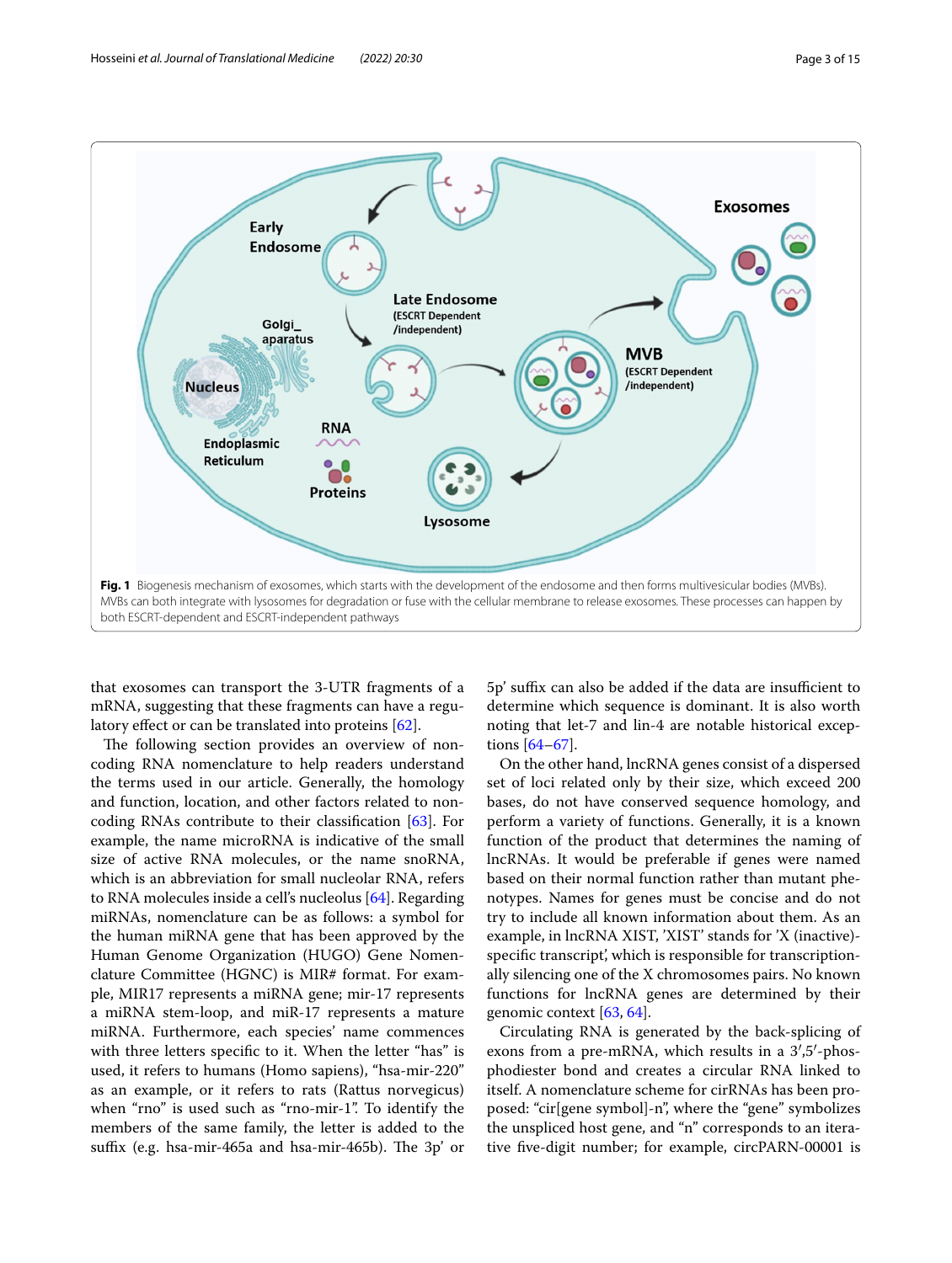Fig. 1 Biogenesis mechanism of exosomes, which starts with the development of the endosome and then forms multivesicular bodies (MVBs). MVBs can both integrate with lysosomes for degradation or fuse with the cellular membrane to release exosomes. These processes can happen by both ESCRT-dependent and ESCRT-independent pathways

that exosomes can transport the 3-UTR fragments of a mRNA, suggesting that these fragments can have a regulatory effect or can be translated into proteins [62].

The following section provides an overview of non-coding RNA nomenclature to help readers understand the terms used in our article. Generally, the homology and function, location, and other factors related to non-coding RNAs contribute to their classification [63]. For example, the name microRNA is indicative of the small size of active RNA molecules, or the name snoRNA, which is an abbreviation for small nucleolar RNA, refers to RNA molecules inside a cell's nucleolus [64]. Regarding miRNAs, nomenclature can be as follows: a symbol for the human miRNA gene that has been approved by the Human Genome Organization (HUGO) Gene Nomenclature Committee (HGNC) is MIR# format. For example, MIR17 represents a miRNA gene; mir-17 represents a miRNA stem-loop, and miR-17 represents a mature miRNA. Furthermore, each species' name commences with three letters specific to it. When the letter "has" is used, it refers to humans (Homo sapiens), "hsa-mir-220" as an example, or it refers to rats (Rattus norvegicus) when "rno" is used such as "rno-mir-1". To identify the members of the same family, the letter is added to the suffix (e.g. hsa-mir-465a and hsa-mir-465b). The 3p' or 5p' suffix can also be added if the data are insufficient to determine which sequence is dominant. It is also worth noting that let-7 and lin-4 are notable historical exceptions [64–67].

On the other hand, lncRNA genes consist of a dispersed set of loci related only by their size, which exceed 200 bases, do not have conserved sequence homology, and perform a variety of functions. Generally, it is a known function of the product that determines the naming of lncRNAs. It would be preferable if genes were named based on their normal function rather than mutant phenotypes. Names for genes must be concise and do not try to include all known information about them. As an example, in lncRNA XIST, 'XIST' stands for 'X (inactive)-specific transcript', which is responsible for transcriptionally silencing one of the X chromosomes pairs. No known functions for lncRNA genes are determined by their genomic context [63, 64].

Circulating RNA is generated by the back-splicing of exons from a pre-mRNA, which results in a 3′,5′-phosphodiester bond and creates a circular RNA linked to itself. A nomenclature scheme for cirRNAs has been proposed: "cir[gene symbol]-n", where the "gene" symbolizes the unspliced host gene, and "n" corresponds to an iterative five-digit number; for example, circPARN-00001 is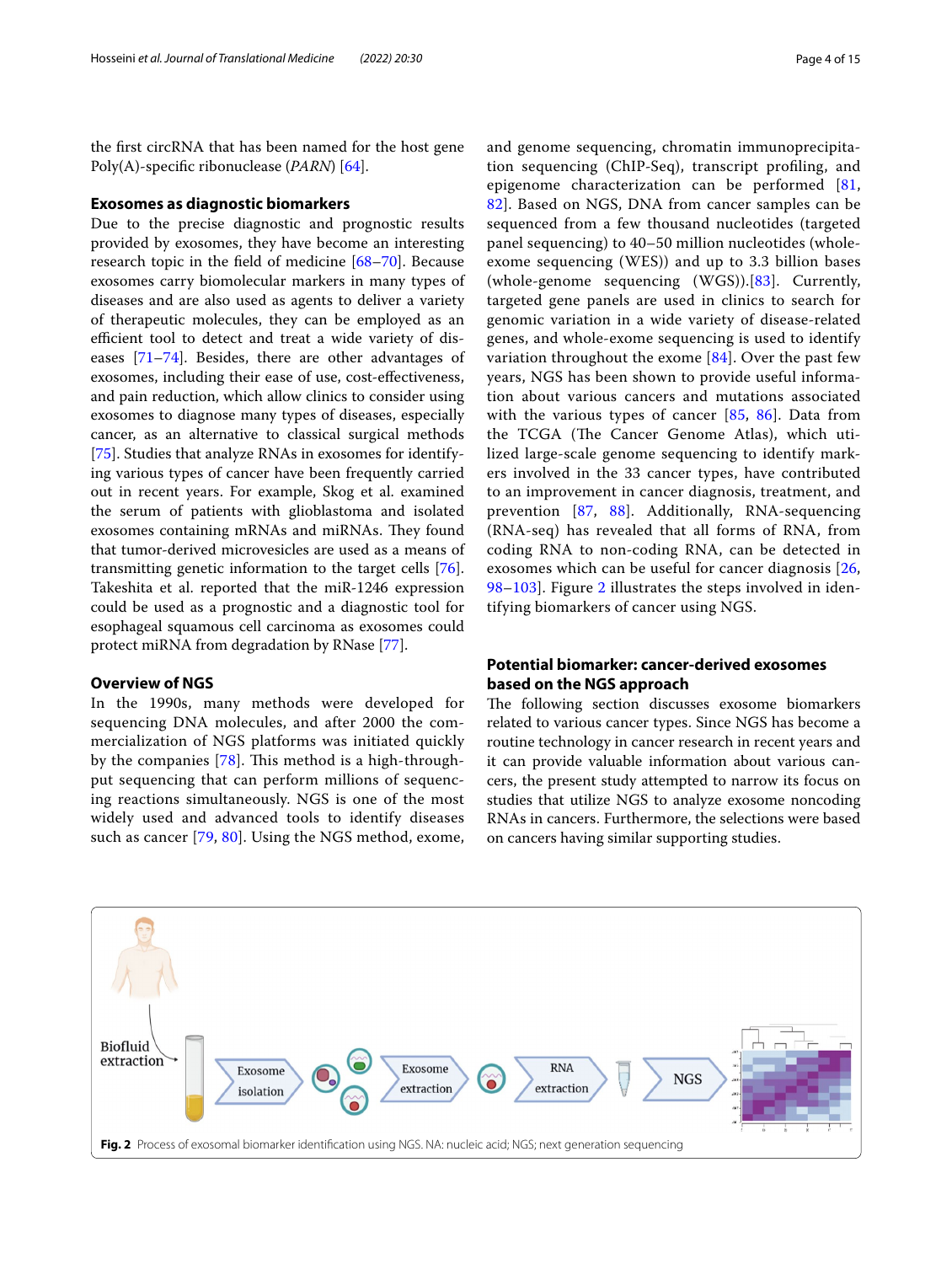the first circRNA that has been named for the host gene Poly(A)-specific ribonuclease (*PARN*) [64].

## Exosomes as diagnostic biomarkers

Due to the precise diagnostic and prognostic results provided by exosomes, they have become an interesting research topic in the field of medicine [68–70]. Because exosomes carry biomolecular markers in many types of diseases and are also used as agents to deliver a variety of therapeutic molecules, they can be employed as an efficient tool to detect and treat a wide variety of diseases [71–74]. Besides, there are other advantages of exosomes, including their ease of use, cost-effectiveness, and pain reduction, which allow clinics to consider using exosomes to diagnose many types of diseases, especially cancer, as an alternative to classical surgical methods [75]. Studies that analyze RNAs in exosomes for identifying various types of cancer have been frequently carried out in recent years. For example, Skog et al. examined the serum of patients with glioblastoma and isolated exosomes containing mRNAs and miRNAs. They found that tumor-derived microvesicles are used as a means of transmitting genetic information to the target cells [76]. Takeshita et al. reported that the miR-1246 expression could be used as a prognostic and a diagnostic tool for esophageal squamous cell carcinoma as exosomes could protect miRNA from degradation by RNase [77].

## Overview of NGS

In the 1990s, many methods were developed for sequencing DNA molecules, and after 2000 the commercialization of NGS platforms was initiated quickly by the companies [78]. This method is a high-throughput sequencing that can perform millions of sequencing reactions simultaneously. NGS is one of the most widely used and advanced tools to identify diseases such as cancer [79, 80]. Using the NGS method, exome, and genome sequencing, chromatin immunoprecipitation sequencing (ChIP-Seq), transcript profiling, and epigenome characterization can be performed [81, 82]. Based on NGS, DNA from cancer samples can be sequenced from a few thousand nucleotides (targeted panel sequencing) to 40–50 million nucleotides (whole-exome sequencing (WES)) and up to 3.3 billion bases (whole-genome sequencing (WGS)).[83]. Currently, targeted gene panels are used in clinics to search for genomic variation in a wide variety of disease-related genes, and whole-exome sequencing is used to identify variation throughout the exome [84]. Over the past few years, NGS has been shown to provide useful information about various cancers and mutations associated with the various types of cancer [85, 86]. Data from the TCGA (The Cancer Genome Atlas), which utilized large-scale genome sequencing to identify markers involved in the 33 cancer types, have contributed to an improvement in cancer diagnosis, treatment, and prevention [87, 88]. Additionally, RNA-sequencing (RNA-seq) has revealed that all forms of RNA, from coding RNA to non-coding RNA, can be detected in exosomes which can be useful for cancer diagnosis [26, 98–103]. Figure 2 illustrates the steps involved in identifying biomarkers of cancer using NGS.

## Potential biomarker: cancer-derived exosomes based on the NGS approach

The following section discusses exosome biomarkers related to various cancer types. Since NGS has become a routine technology in cancer research in recent years and it can provide valuable information about various cancers, the present study attempted to narrow its focus on studies that utilize NGS to analyze exosome noncoding RNAs in cancers. Furthermore, the selections were based on cancers having similar supporting studies.

**Fig. 2** Process of exosomal biomarker identification using NGS. NA: nucleic acid; NGS; next generation sequencing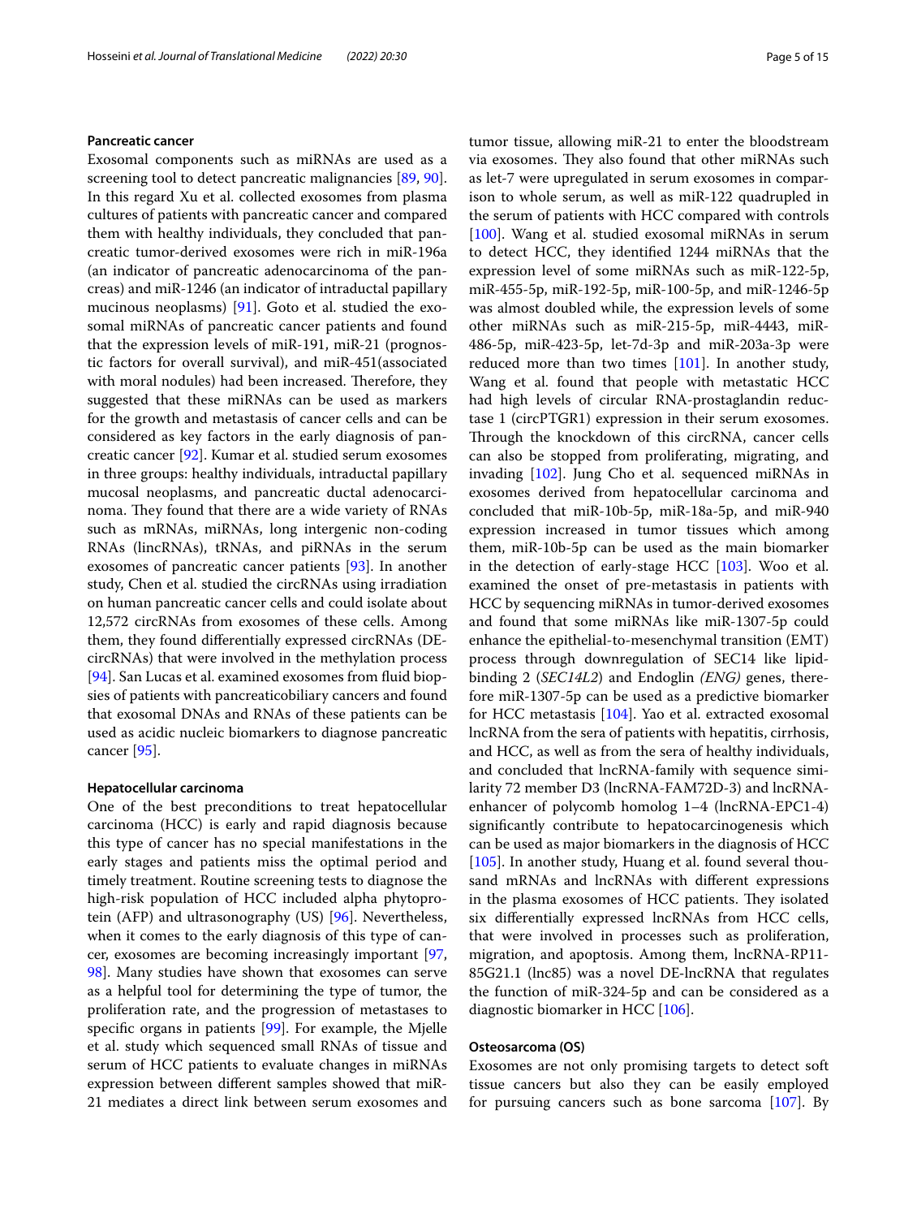#### Pancreatic cancer

Exosomal components such as miRNAs are used as a screening tool to detect pancreatic malignancies [89, 90]. In this regard Xu et al. collected exosomes from plasma cultures of patients with pancreatic cancer and compared them with healthy individuals, they concluded that pancreatic tumor-derived exosomes were rich in miR-196a (an indicator of pancreatic adenocarcinoma of the pancreas) and miR-1246 (an indicator of intraductal papillary mucinous neoplasms) [91]. Goto et al. studied the exosomal miRNAs of pancreatic cancer patients and found that the expression levels of miR-191, miR-21 (prognostic factors for overall survival), and miR-451(associated with moral nodules) had been increased. Therefore, they suggested that these miRNAs can be used as markers for the growth and metastasis of cancer cells and can be considered as key factors in the early diagnosis of pancreatic cancer [92]. Kumar et al. studied serum exosomes in three groups: healthy individuals, intraductal papillary mucosal neoplasms, and pancreatic ductal adenocarcinoma. They found that there are a wide variety of RNAs such as mRNAs, miRNAs, long intergenic non-coding RNAs (lincRNAs), tRNAs, and piRNAs in the serum exosomes of pancreatic cancer patients [93]. In another study, Chen et al. studied the circRNAs using irradiation on human pancreatic cancer cells and could isolate about 12,572 circRNAs from exosomes of these cells. Among them, they found differentially expressed circRNAs (DE-circRNAs) that were involved in the methylation process [94]. San Lucas et al. examined exosomes from fluid biopsies of patients with pancreaticobiliary cancers and found that exosomal DNAs and RNAs of these patients can be used as acidic nucleic biomarkers to diagnose pancreatic cancer [95].

#### Hepatocellular carcinoma

One of the best preconditions to treat hepatocellular carcinoma (HCC) is early and rapid diagnosis because this type of cancer has no special manifestations in the early stages and patients miss the optimal period and timely treatment. Routine screening tests to diagnose the high-risk population of HCC included alpha phytoprotein (AFP) and ultrasonography (US) [96]. Nevertheless, when it comes to the early diagnosis of this type of cancer, exosomes are becoming increasingly important [97, 98]. Many studies have shown that exosomes can serve as a helpful tool for determining the type of tumor, the proliferation rate, and the progression of metastases to specific organs in patients [99]. For example, the Mjelle et al. study which sequenced small RNAs of tissue and serum of HCC patients to evaluate changes in miRNAs expression between different samples showed that miR-21 mediates a direct link between serum exosomes and tumor tissue, allowing miR-21 to enter the bloodstream via exosomes. They also found that other miRNAs such as let-7 were upregulated in serum exosomes in comparison to whole serum, as well as miR-122 quadrupled in the serum of patients with HCC compared with controls [100]. Wang et al. studied exosomal miRNAs in serum to detect HCC, they identified 1244 miRNAs that the expression level of some miRNAs such as miR-122-5p, miR-455-5p, miR-192-5p, miR-100-5p, and miR-1246-5p was almost doubled while, the expression levels of some other miRNAs such as miR-215-5p, miR-4443, miR-486-5p, miR-423-5p, let-7d-3p and miR-203a-3p were reduced more than two times [101]. In another study, Wang et al. found that people with metastatic HCC had high levels of circular RNA-prostaglandin reductase 1 (circPTGR1) expression in their serum exosomes. Through the knockdown of this circRNA, cancer cells can also be stopped from proliferating, migrating, and invading [102]. Jung Cho et al. sequenced miRNAs in exosomes derived from hepatocellular carcinoma and concluded that miR-10b-5p, miR-18a-5p, and miR-940 expression increased in tumor tissues which among them, miR-10b-5p can be used as the main biomarker in the detection of early-stage HCC [103]. Woo et al. examined the onset of pre-metastasis in patients with HCC by sequencing miRNAs in tumor-derived exosomes and found that some miRNAs like miR-1307-5p could enhance the epithelial-to-mesenchymal transition (EMT) process through downregulation of SEC14 like lipid-binding 2 (*SEC14L2*) and Endoglin *(ENG)* genes, therefore miR-1307-5p can be used as a predictive biomarker for HCC metastasis [104]. Yao et al. extracted exosomal lncRNA from the sera of patients with hepatitis, cirrhosis, and HCC, as well as from the sera of healthy individuals, and concluded that lncRNA-family with sequence similarity 72 member D3 (lncRNA-FAM72D-3) and lncRNA-enhancer of polycomb homolog 1–4 (lncRNA-EPC1-4) significantly contribute to hepatocarcinogenesis which can be used as major biomarkers in the diagnosis of HCC [105]. In another study, Huang et al. found several thousand mRNAs and lncRNAs with different expressions in the plasma exosomes of HCC patients. They isolated six differentially expressed lncRNAs from HCC cells, that were involved in processes such as proliferation, migration, and apoptosis. Among them, lncRNA-RP11-85G21.1 (lnc85) was a novel DE-lncRNA that regulates the function of miR-324-5p and can be considered as a diagnostic biomarker in HCC [106].

#### Osteosarcoma (OS)

Exosomes are not only promising targets to detect soft tissue cancers but also they can be easily employed for pursuing cancers such as bone sarcoma [107]. By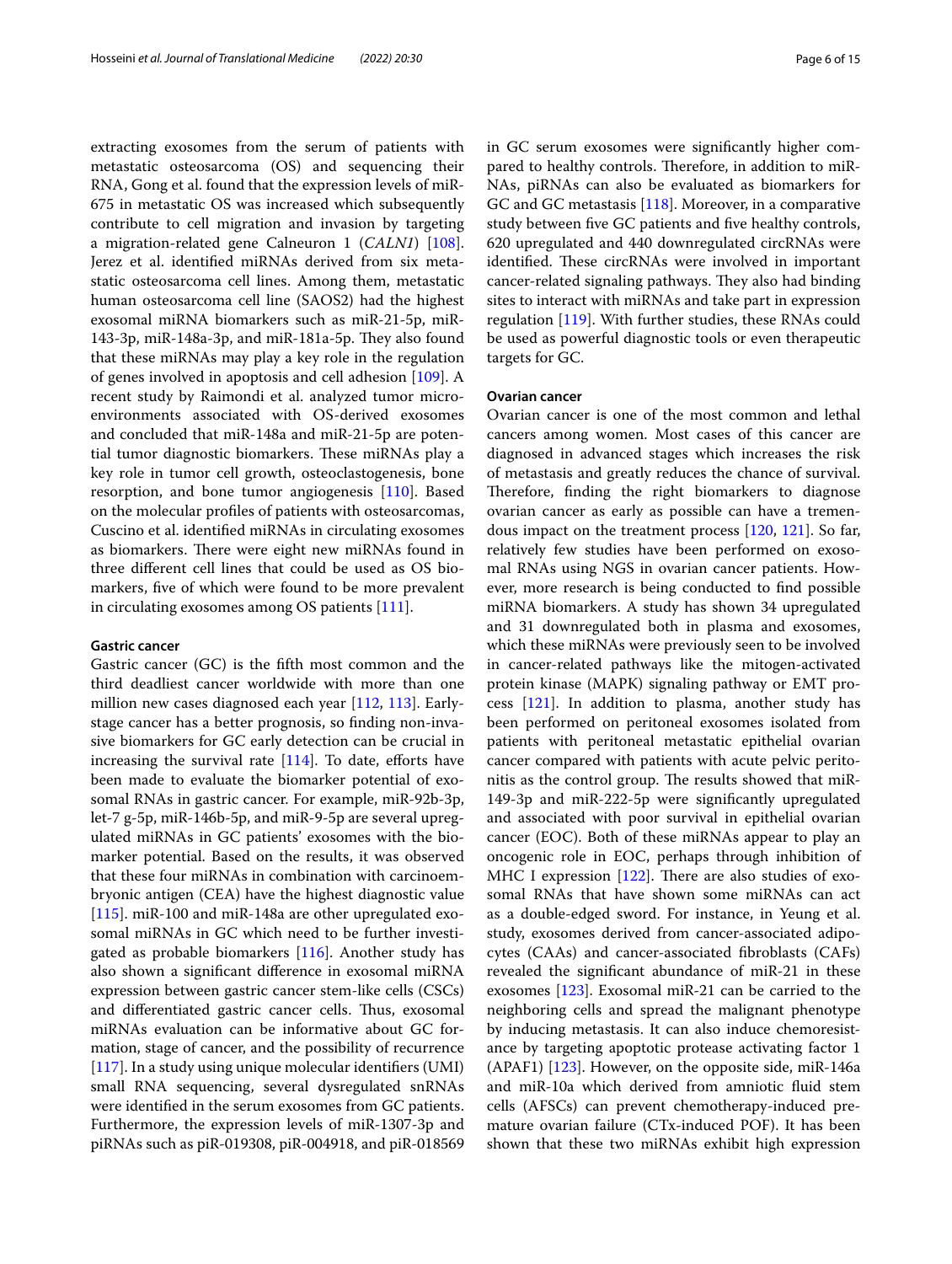extracting exosomes from the serum of patients with metastatic osteosarcoma (OS) and sequencing their RNA, Gong et al. found that the expression levels of miR-675 in metastatic OS was increased which subsequently contribute to cell migration and invasion by targeting a migration-related gene Calneuron 1 (*CALN1*) [108]. Jerez et al. identified miRNAs derived from six metastatic osteosarcoma cell lines. Among them, metastatic human osteosarcoma cell line (SAOS2) had the highest exosomal miRNA biomarkers such as miR-21-5p, miR-143-3p, miR-148a-3p, and miR-181a-5p. They also found that these miRNAs may play a key role in the regulation of genes involved in apoptosis and cell adhesion [109]. A recent study by Raimondi et al. analyzed tumor microenvironments associated with OS-derived exosomes and concluded that miR-148a and miR-21-5p are potential tumor diagnostic biomarkers. These miRNAs play a key role in tumor cell growth, osteoclastogenesis, bone resorption, and bone tumor angiogenesis [110]. Based on the molecular profiles of patients with osteosarcomas, Cuscino et al. identified miRNAs in circulating exosomes as biomarkers. There were eight new miRNAs found in three different cell lines that could be used as OS biomarkers, five of which were found to be more prevalent in circulating exosomes among OS patients [111].

#### Gastric cancer

Gastric cancer (GC) is the fifth most common and the third deadliest cancer worldwide with more than one million new cases diagnosed each year [112, 113]. Early-stage cancer has a better prognosis, so finding non-invasive biomarkers for GC early detection can be crucial in increasing the survival rate [114]. To date, efforts have been made to evaluate the biomarker potential of exosomal RNAs in gastric cancer. For example, miR-92b-3p, let-7 g-5p, miR-146b-5p, and miR-9-5p are several upregulated miRNAs in GC patients' exosomes with the biomarker potential. Based on the results, it was observed that these four miRNAs in combination with carcinoembryonic antigen (CEA) have the highest diagnostic value [115]. miR-100 and miR-148a are other upregulated exosomal miRNAs in GC which need to be further investigated as probable biomarkers [116]. Another study has also shown a significant difference in exosomal miRNA expression between gastric cancer stem-like cells (CSCs) and differentiated gastric cancer cells. Thus, exosomal miRNAs evaluation can be informative about GC formation, stage of cancer, and the possibility of recurrence [117]. In a study using unique molecular identifiers (UMI) small RNA sequencing, several dysregulated snRNAs were identified in the serum exosomes from GC patients. Furthermore, the expression levels of miR-1307-3p and piRNAs such as piR-019308, piR-004918, and piR-018569 in GC serum exosomes were significantly higher compared to healthy controls. Therefore, in addition to miRNAs, piRNAs can also be evaluated as biomarkers for GC and GC metastasis [118]. Moreover, in a comparative study between five GC patients and five healthy controls, 620 upregulated and 440 downregulated circRNAs were identified. These circRNAs were involved in important cancer-related signaling pathways. They also had binding sites to interact with miRNAs and take part in expression regulation [119]. With further studies, these RNAs could be used as powerful diagnostic tools or even therapeutic targets for GC.

#### Ovarian cancer

Ovarian cancer is one of the most common and lethal cancers among women. Most cases of this cancer are diagnosed in advanced stages which increases the risk of metastasis and greatly reduces the chance of survival. Therefore, finding the right biomarkers to diagnose ovarian cancer as early as possible can have a tremendous impact on the treatment process [120, 121]. So far, relatively few studies have been performed on exosomal RNAs using NGS in ovarian cancer patients. However, more research is being conducted to find possible miRNA biomarkers. A study has shown 34 upregulated and 31 downregulated both in plasma and exosomes, which these miRNAs were previously seen to be involved in cancer-related pathways like the mitogen-activated protein kinase (MAPK) signaling pathway or EMT process [121]. In addition to plasma, another study has been performed on peritoneal exosomes isolated from patients with peritoneal metastatic epithelial ovarian cancer compared with patients with acute pelvic peritonitis as the control group. The results showed that miR-149-3p and miR-222-5p were significantly upregulated and associated with poor survival in epithelial ovarian cancer (EOC). Both of these miRNAs appear to play an oncogenic role in EOC, perhaps through inhibition of MHC I expression [122]. There are also studies of exosomal RNAs that have shown some miRNAs can act as a double-edged sword. For instance, in Yeung et al. study, exosomes derived from cancer-associated adipocytes (CAAs) and cancer-associated fibroblasts (CAFs) revealed the significant abundance of miR-21 in these exosomes [123]. Exosomal miR-21 can be carried to the neighboring cells and spread the malignant phenotype by inducing metastasis. It can also induce chemoresistance by targeting apoptotic protease activating factor 1 (APAF1) [123]. However, on the opposite side, miR-146a and miR-10a which derived from amniotic fluid stem cells (AFSCs) can prevent chemotherapy-induced premature ovarian failure (CTx-induced POF). It has been shown that these two miRNAs exhibit high expression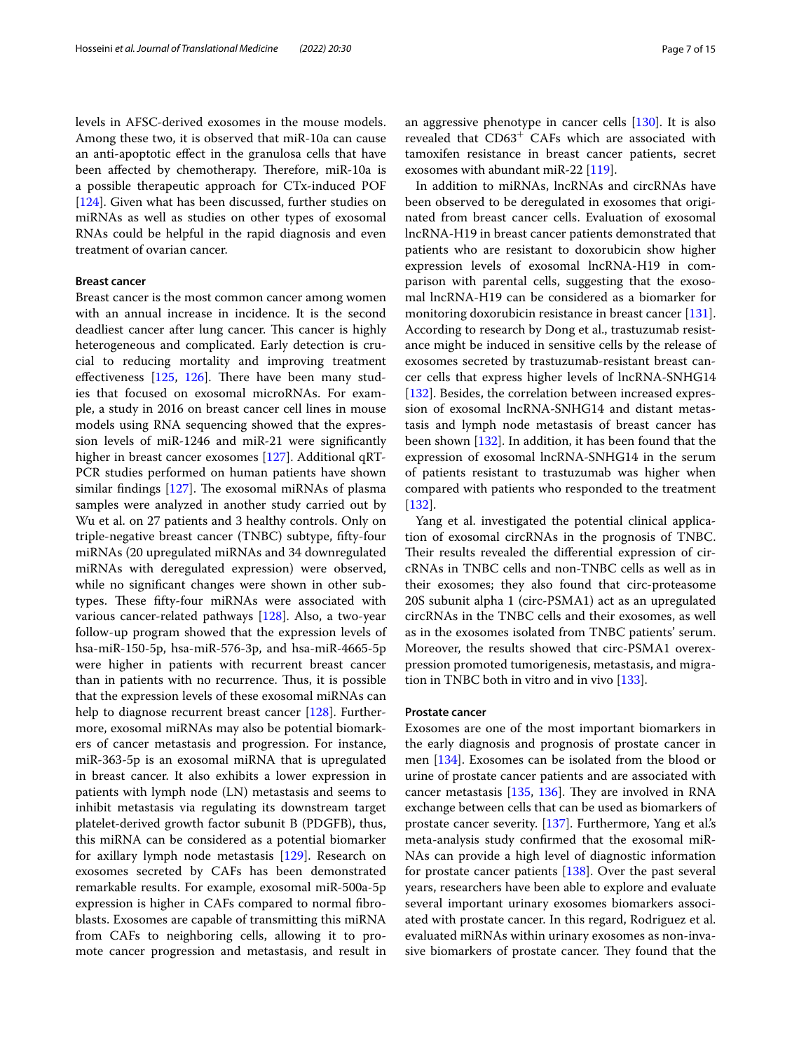levels in AFSC-derived exosomes in the mouse models. Among these two, it is observed that miR-10a can cause an anti-apoptotic effect in the granulosa cells that have been affected by chemotherapy. Therefore, miR-10a is a possible therapeutic approach for CTx-induced POF [124]. Given what has been discussed, further studies on miRNAs as well as studies on other types of exosomal RNAs could be helpful in the rapid diagnosis and even treatment of ovarian cancer.

### Breast cancer

Breast cancer is the most common cancer among women with an annual increase in incidence. It is the second deadliest cancer after lung cancer. This cancer is highly heterogeneous and complicated. Early detection is crucial to reducing mortality and improving treatment effectiveness [125, 126]. There have been many studies that focused on exosomal microRNAs. For example, a study in 2016 on breast cancer cell lines in mouse models using RNA sequencing showed that the expression levels of miR-1246 and miR-21 were significantly higher in breast cancer exosomes [127]. Additional qRT-PCR studies performed on human patients have shown similar findings [127]. The exosomal miRNAs of plasma samples were analyzed in another study carried out by Wu et al. on 27 patients and 3 healthy controls. Only on triple-negative breast cancer (TNBC) subtype, fifty-four miRNAs (20 upregulated miRNAs and 34 downregulated miRNAs with deregulated expression) were observed, while no significant changes were shown in other subtypes. These fifty-four miRNAs were associated with various cancer-related pathways [128]. Also, a two-year follow-up program showed that the expression levels of hsa-miR-150-5p, hsa-miR-576-3p, and hsa-miR-4665-5p were higher in patients with recurrent breast cancer than in patients with no recurrence. Thus, it is possible that the expression levels of these exosomal miRNAs can help to diagnose recurrent breast cancer [128]. Furthermore, exosomal miRNAs may also be potential biomarkers of cancer metastasis and progression. For instance, miR-363-5p is an exosomal miRNA that is upregulated in breast cancer. It also exhibits a lower expression in patients with lymph node (LN) metastasis and seems to inhibit metastasis via regulating its downstream target platelet-derived growth factor subunit B (PDGFB), thus, this miRNA can be considered as a potential biomarker for axillary lymph node metastasis [129]. Research on exosomes secreted by CAFs has been demonstrated remarkable results. For example, exosomal miR-500a-5p expression is higher in CAFs compared to normal fibroblasts. Exosomes are capable of transmitting this miRNA from CAFs to neighboring cells, allowing it to promote cancer progression and metastasis, and result in an aggressive phenotype in cancer cells [130]. It is also revealed that CD63$^{+}$ CAFs which are associated with tamoxifen resistance in breast cancer patients, secret exosomes with abundant miR-22 [119].

In addition to miRNAs, lncRNAs and circRNAs have been observed to be deregulated in exosomes that originated from breast cancer cells. Evaluation of exosomal lncRNA-H19 in breast cancer patients demonstrated that patients who are resistant to doxorubicin show higher expression levels of exosomal lncRNA-H19 in comparison with parental cells, suggesting that the exosomal lncRNA-H19 can be considered as a biomarker for monitoring doxorubicin resistance in breast cancer [131]. According to research by Dong et al., trastuzumab resistance might be induced in sensitive cells by the release of exosomes secreted by trastuzumab-resistant breast cancer cells that express higher levels of lncRNA-SNHG14 [132]. Besides, the correlation between increased expression of exosomal lncRNA-SNHG14 and distant metastasis and lymph node metastasis of breast cancer has been shown [132]. In addition, it has been found that the expression of exosomal lncRNA-SNHG14 in the serum of patients resistant to trastuzumab was higher when compared with patients who responded to the treatment [132].

Yang et al. investigated the potential clinical application of exosomal circRNAs in the prognosis of TNBC. Their results revealed the differential expression of circRNAs in TNBC cells and non-TNBC cells as well as in their exosomes; they also found that circ-proteasome 20S subunit alpha 1 (circ-PSMA1) act as an upregulated circRNAs in the TNBC cells and their exosomes, as well as in the exosomes isolated from TNBC patients' serum. Moreover, the results showed that circ-PSMA1 overexpression promoted tumorigenesis, metastasis, and migration in TNBC both in vitro and in vivo [133].

### Prostate cancer

Exosomes are one of the most important biomarkers in the early diagnosis and prognosis of prostate cancer in men [134]. Exosomes can be isolated from the blood or urine of prostate cancer patients and are associated with cancer metastasis [135, 136]. They are involved in RNA exchange between cells that can be used as biomarkers of prostate cancer severity. [137]. Furthermore, Yang et al.'s meta-analysis study confirmed that the exosomal miRNAs can provide a high level of diagnostic information for prostate cancer patients [138]. Over the past several years, researchers have been able to explore and evaluate several important urinary exosomes biomarkers associated with prostate cancer. In this regard, Rodriguez et al. evaluated miRNAs within urinary exosomes as non-invasive biomarkers of prostate cancer. They found that the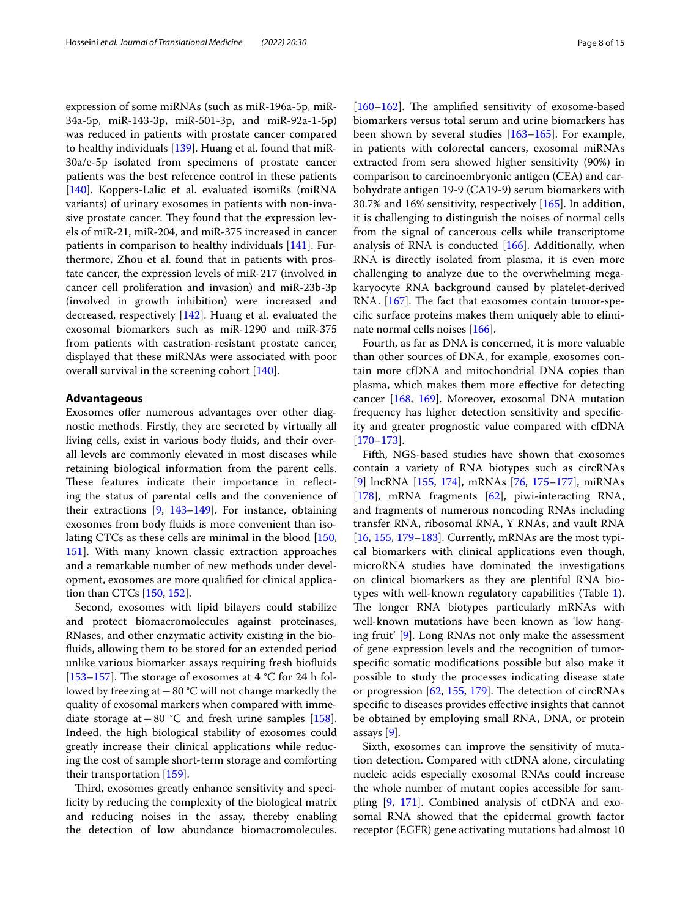expression of some miRNAs (such as miR-196a-5p, miR-34a-5p, miR-143-3p, miR-501-3p, and miR-92a-1-5p) was reduced in patients with prostate cancer compared to healthy individuals [139]. Huang et al. found that miR-30a/e-5p isolated from specimens of prostate cancer patients was the best reference control in these patients [140]. Koppers-Lalic et al. evaluated isomiRs (miRNA variants) of urinary exosomes in patients with non-invasive prostate cancer. They found that the expression levels of miR-21, miR-204, and miR-375 increased in cancer patients in comparison to healthy individuals [141]. Furthermore, Zhou et al. found that in patients with prostate cancer, the expression levels of miR-217 (involved in cancer cell proliferation and invasion) and miR-23b-3p (involved in growth inhibition) were increased and decreased, respectively [142]. Huang et al. evaluated the exosomal biomarkers such as miR-1290 and miR-375 from patients with castration-resistant prostate cancer, displayed that these miRNAs were associated with poor overall survival in the screening cohort [140].

## Advantageous

Exosomes offer numerous advantages over other diagnostic methods. Firstly, they are secreted by virtually all living cells, exist in various body fluids, and their overall levels are commonly elevated in most diseases while retaining biological information from the parent cells. These features indicate their importance in reflecting the status of parental cells and the convenience of their extractions [9, 143–149]. For instance, obtaining exosomes from body fluids is more convenient than isolating CTCs as these cells are minimal in the blood [150, 151]. With many known classic extraction approaches and a remarkable number of new methods under development, exosomes are more qualified for clinical application than CTCs [150, 152].

Second, exosomes with lipid bilayers could stabilize and protect biomacromolecules against proteinases, RNases, and other enzymatic activity existing in the biofluids, allowing them to be stored for an extended period unlike various biomarker assays requiring fresh biofluids [153–157]. The storage of exosomes at 4 °C for 24 h followed by freezing at − 80 °C will not change markedly the quality of exosomal markers when compared with immediate storage at − 80 °C and fresh urine samples [158]. Indeed, the high biological stability of exosomes could greatly increase their clinical applications while reducing the cost of sample short-term storage and comforting their transportation [159].

Third, exosomes greatly enhance sensitivity and specificity by reducing the complexity of the biological matrix and reducing noises in the assay, thereby enabling the detection of low abundance biomacromolecules. [160–162]. The amplified sensitivity of exosome-based biomarkers versus total serum and urine biomarkers has been shown by several studies [163–165]. For example, in patients with colorectal cancers, exosomal miRNAs extracted from sera showed higher sensitivity (90%) in comparison to carcinoembryonic antigen (CEA) and carbohydrate antigen 19-9 (CA19-9) serum biomarkers with 30.7% and 16% sensitivity, respectively [165]. In addition, it is challenging to distinguish the noises of normal cells from the signal of cancerous cells while transcriptome analysis of RNA is conducted [166]. Additionally, when RNA is directly isolated from plasma, it is even more challenging to analyze due to the overwhelming megakaryocyte RNA background caused by platelet-derived RNA. [167]. The fact that exosomes contain tumor-specific surface proteins makes them uniquely able to eliminate normal cells noises [166].

Fourth, as far as DNA is concerned, it is more valuable than other sources of DNA, for example, exosomes contain more cfDNA and mitochondrial DNA copies than plasma, which makes them more effective for detecting cancer [168, 169]. Moreover, exosomal DNA mutation frequency has higher detection sensitivity and specificity and greater prognostic value compared with cfDNA [170–173].

Fifth, NGS-based studies have shown that exosomes contain a variety of RNA biotypes such as circRNAs [9] lncRNA [155, 174], mRNAs [76, 175–177], miRNAs [178], mRNA fragments [62], piwi-interacting RNA, and fragments of numerous noncoding RNAs including transfer RNA, ribosomal RNA, Y RNAs, and vault RNA [16, 155, 179–183]. Currently, mRNAs are the most typical biomarkers with clinical applications even though, microRNA studies have dominated the investigations on clinical biomarkers as they are plentiful RNA biotypes with well-known regulatory capabilities (Table 1). The longer RNA biotypes particularly mRNAs with well-known mutations have been known as 'low hanging fruit' [9]. Long RNAs not only make the assessment of gene expression levels and the recognition of tumor-specific somatic modifications possible but also make it possible to study the processes indicating disease state or progression [62, 155, 179]. The detection of circRNAs specific to diseases provides effective insights that cannot be obtained by employing small RNA, DNA, or protein assays [9].

Sixth, exosomes can improve the sensitivity of mutation detection. Compared with ctDNA alone, circulating nucleic acids especially exosomal RNAs could increase the whole number of mutant copies accessible for sampling [9, 171]. Combined analysis of ctDNA and exosomal RNA showed that the epidermal growth factor receptor (EGFR) gene activating mutations had almost 10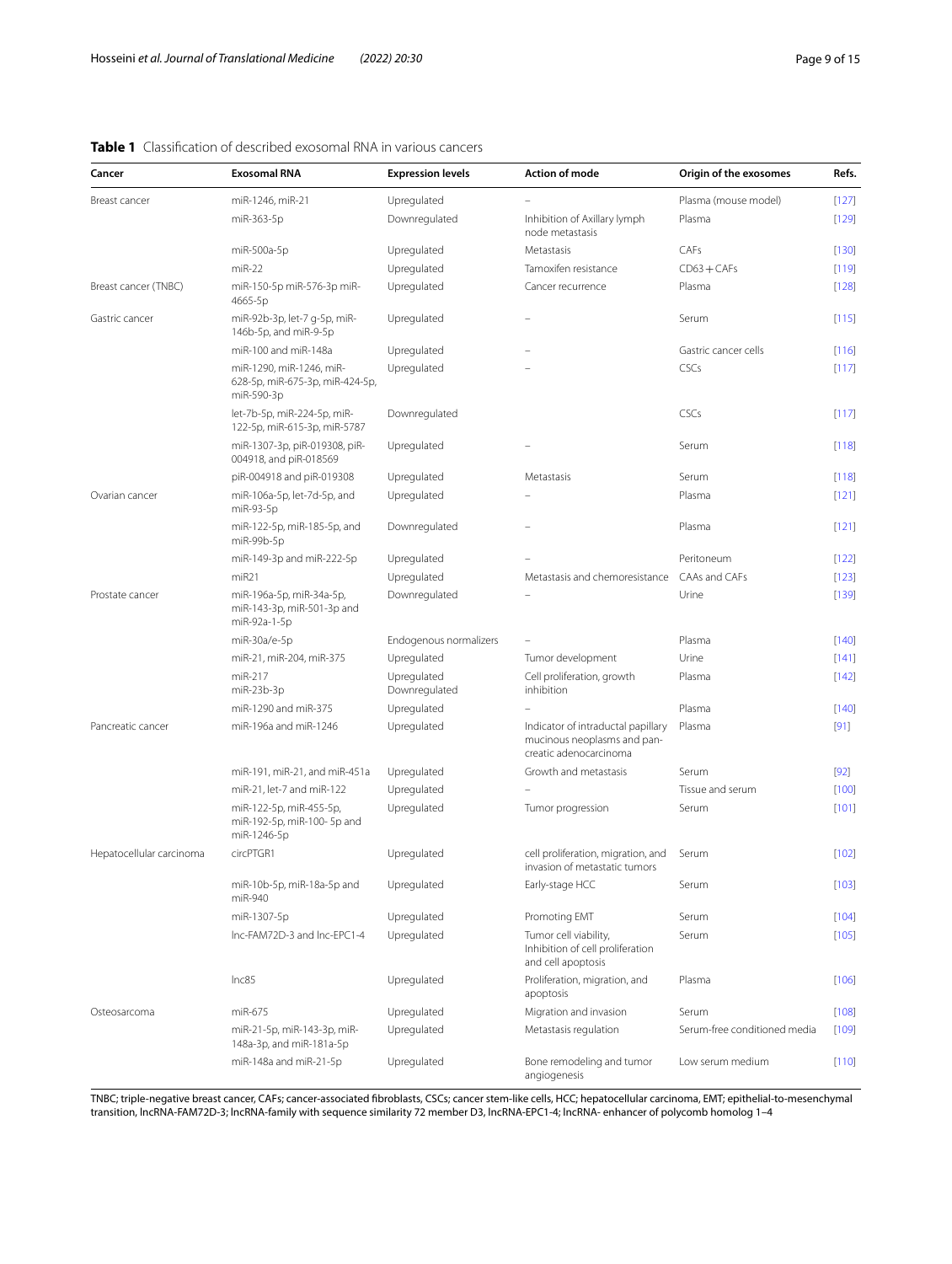**Table 1** Classification of described exosomal RNA in various cancers

| Cancer | Exosomal RNA | Expression levels | Action of mode | Origin of the exosomes | Refs. |
|---|---|---|---|---|---|
| Breast cancer | miR-1246, miR-21 | Upregulated | – | Plasma (mouse model) | [127] |
| | miR-363-5p | Downregulated | Inhibition of Axillary lymph node metastasis | Plasma | [129] |
| | miR-500a-5p | Upregulated | Metastasis | CAFs | [130] |
| | miR-22 | Upregulated | Tamoxifen resistance | CD63 + CAFs | [119] |
| Breast cancer (TNBC) | miR-150-5p miR-576-3p miR-4665-5p | Upregulated | Cancer recurrence | Plasma | [128] |
| Gastric cancer | miR-92b-3p, let-7 g-5p, miR-146b-5p, and miR-9-5p | Upregulated | – | Serum | [115] |
| | miR-100 and miR-148a | Upregulated | – | Gastric cancer cells | [116] |
| | miR-1290, miR-1246, miR-628-5p, miR-675-3p, miR-424-5p, miR-590-3p | Upregulated | – | CSCs | [117] |
| | let-7b-5p, miR-224-5p, miR-122-5p, miR-615-3p, miR-5787 | Downregulated | | CSCs | [117] |
| | miR-1307-3p, piR-019308, piR-004918, and piR-018569 | Upregulated | – | Serum | [118] |
| | piR-004918 and piR-019308 | Upregulated | Metastasis | Serum | [118] |
| Ovarian cancer | miR-106a-5p, let-7d-5p, and miR-93-5p | Upregulated | – | Plasma | [121] |
| | miR-122-5p, miR-185-5p, and miR-99b-5p | Downregulated | – | Plasma | [121] |
| | miR-149-3p and miR-222-5p | Upregulated | – | Peritoneum | [122] |
| | miR21 | Upregulated | Metastasis and chemoresistance | CAAs and CAFs | [123] |
| Prostate cancer | miR-196a-5p, miR-34a-5p, miR-143-3p, miR-501-3p and miR-92a-1-5p | Downregulated | – | Urine | [139] |
| | miR-30a/e-5p | Endogenous normalizers | – | Plasma | [140] |
| | miR-21, miR-204, miR-375 | Upregulated | Tumor development | Urine | [141] |
| | miR-217<br>miR-23b-3p | Upregulated<br>Downregulated | Cell proliferation, growth inhibition | Plasma | [142] |
| | miR-1290 and miR-375 | Upregulated | – | Plasma | [140] |
| Pancreatic cancer | miR-196a and miR-1246 | Upregulated | Indicator of intraductal papillary mucinous neoplasms and pancreatic adenocarcinoma | Plasma | [91] |
| | miR-191, miR-21, and miR-451a | Upregulated | Growth and metastasis | Serum | [92] |
| | miR-21, let-7 and miR-122 | Upregulated | – | Tissue and serum | [100] |
| | miR-122-5p, miR-455-5p, miR-192-5p, miR-100- 5p and miR-1246-5p | Upregulated | Tumor progression | Serum | [101] |
| Hepatocellular carcinoma | circPTGR1 | Upregulated | cell proliferation, migration, and invasion of metastatic tumors | Serum | [102] |
| | miR-10b-5p, miR-18a-5p and miR-940 | Upregulated | Early-stage HCC | Serum | [103] |
| | miR-1307-5p | Upregulated | Promoting EMT | Serum | [104] |
| | lnc-FAM72D-3 and lnc-EPC1-4 | Upregulated | Tumor cell viability, Inhibition of cell proliferation and cell apoptosis | Serum | [105] |
| | lnc85 | Upregulated | Proliferation, migration, and apoptosis | Plasma | [106] |
| Osteosarcoma | miR-675 | Upregulated | Migration and invasion | Serum | [108] |
| | miR-21-5p, miR-143-3p, miR-148a-3p, and miR-181a-5p | Upregulated | Metastasis regulation | Serum-free conditioned media | [109] |
| | miR-148a and miR-21-5p | Upregulated | Bone remodeling and tumor angiogenesis | Low serum medium | [110] |

TNBC; triple-negative breast cancer, CAFs; cancer-associated fibroblasts, CSCs; cancer stem-like cells, HCC; hepatocellular carcinoma, EMT; epithelial-to-mesenchymal transition, lncRNA-FAM72D-3; lncRNA-family with sequence similarity 72 member D3, lncRNA-EPC1-4; lncRNA- enhancer of polycomb homolog 1–4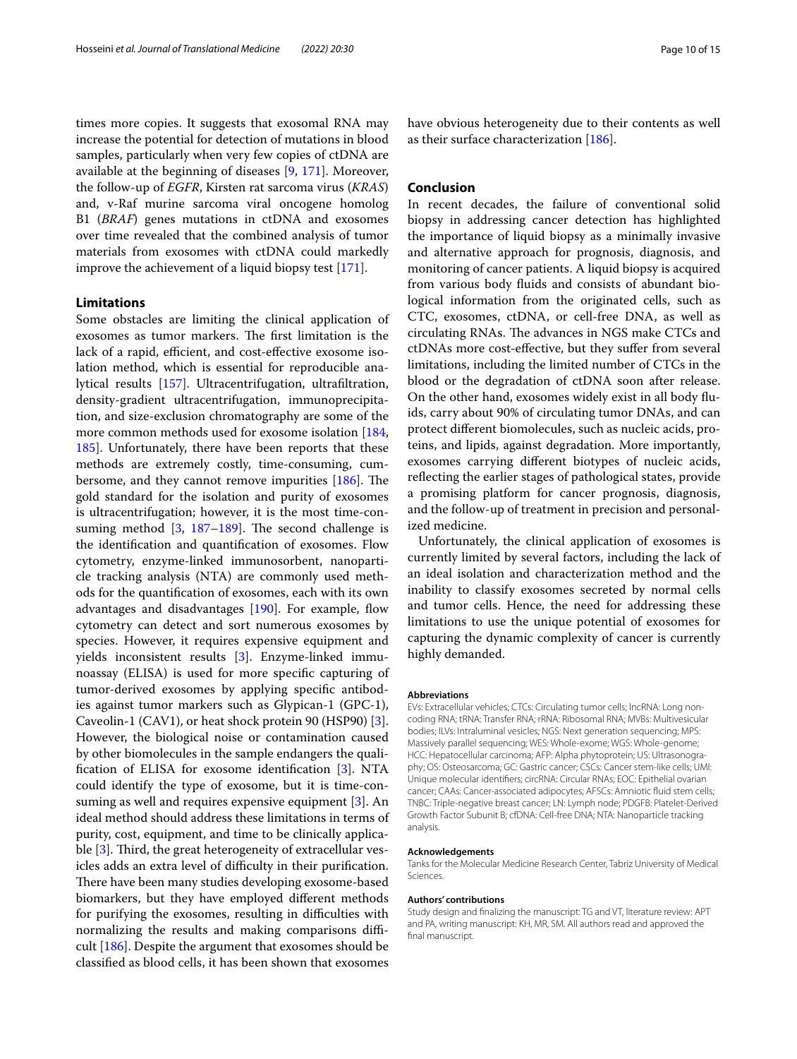times more copies. It suggests that exosomal RNA may increase the potential for detection of mutations in blood samples, particularly when very few copies of ctDNA are available at the beginning of diseases [9, 171]. Moreover, the follow-up of *EGFR*, Kirsten rat sarcoma virus (*KRAS*) and, v-Raf murine sarcoma viral oncogene homolog B1 (*BRAF*) genes mutations in ctDNA and exosomes over time revealed that the combined analysis of tumor materials from exosomes with ctDNA could markedly improve the achievement of a liquid biopsy test [171].

## Limitations

Some obstacles are limiting the clinical application of exosomes as tumor markers. The first limitation is the lack of a rapid, efficient, and cost-effective exosome isolation method, which is essential for reproducible analytical results [157]. Ultracentrifugation, ultrafiltration, density-gradient ultracentrifugation, immunoprecipitation, and size-exclusion chromatography are some of the more common methods used for exosome isolation [184, 185]. Unfortunately, there have been reports that these methods are extremely costly, time-consuming, cumbersome, and they cannot remove impurities [186]. The gold standard for the isolation and purity of exosomes is ultracentrifugation; however, it is the most time-consuming method [3, 187–189]. The second challenge is the identification and quantification of exosomes. Flow cytometry, enzyme-linked immunosorbent, nanoparticle tracking analysis (NTA) are commonly used methods for the quantification of exosomes, each with its own advantages and disadvantages [190]. For example, flow cytometry can detect and sort numerous exosomes by species. However, it requires expensive equipment and yields inconsistent results [3]. Enzyme-linked immunoassay (ELISA) is used for more specific capturing of tumor-derived exosomes by applying specific antibodies against tumor markers such as Glypican-1 (GPC-1), Caveolin-1 (CAV1), or heat shock protein 90 (HSP90) [3]. However, the biological noise or contamination caused by other biomolecules in the sample endangers the qualification of ELISA for exosome identification [3]. NTA could identify the type of exosome, but it is time-consuming as well and requires expensive equipment [3]. An ideal method should address these limitations in terms of purity, cost, equipment, and time to be clinically applicable [3]. Third, the great heterogeneity of extracellular vesicles adds an extra level of difficulty in their purification. There have been many studies developing exosome-based biomarkers, but they have employed different methods for purifying the exosomes, resulting in difficulties with normalizing the results and making comparisons difficult [186]. Despite the argument that exosomes should be classified as blood cells, it has been shown that exosomes have obvious heterogeneity due to their contents as well as their surface characterization [186].

## Conclusion

In recent decades, the failure of conventional solid biopsy in addressing cancer detection has highlighted the importance of liquid biopsy as a minimally invasive and alternative approach for prognosis, diagnosis, and monitoring of cancer patients. A liquid biopsy is acquired from various body fluids and consists of abundant biological information from the originated cells, such as CTC, exosomes, ctDNA, or cell-free DNA, as well as circulating RNAs. The advances in NGS make CTCs and ctDNAs more cost-effective, but they suffer from several limitations, including the limited number of CTCs in the blood or the degradation of ctDNA soon after release. On the other hand, exosomes widely exist in all body fluids, carry about 90% of circulating tumor DNAs, and can protect different biomolecules, such as nucleic acids, proteins, and lipids, against degradation. More importantly, exosomes carrying different biotypes of nucleic acids, reflecting the earlier stages of pathological states, provide a promising platform for cancer prognosis, diagnosis, and the follow-up of treatment in precision and personalized medicine.

Unfortunately, the clinical application of exosomes is currently limited by several factors, including the lack of an ideal isolation and characterization method and the inability to classify exosomes secreted by normal cells and tumor cells. Hence, the need for addressing these limitations to use the unique potential of exosomes for capturing the dynamic complexity of cancer is currently highly demanded.

#### Abbreviations

EVs: Extracellular vehicles; CTCs: Circulating tumor cells; lncRNA: Long non-coding RNA; tRNA: Transfer RNA; rRNA: Ribosomal RNA; MVBs: Multivesicular bodies; ILVs: Intraluminal vesicles; NGS: Next generation sequencing; MPS: Massively parallel sequencing; WES: Whole-exome; WGS: Whole-genome; HCC: Hepatocellular carcinoma; AFP: Alpha phytoprotein; US: Ultrasonography; OS: Osteosarcoma; GC: Gastric cancer; CSCs: Cancer stem-like cells; UMI: Unique molecular identifiers; circRNA: Circular RNAs; EOC: Epithelial ovarian cancer; CAAs: Cancer-associated adipocytes; AFSCs: Amniotic fluid stem cells; TNBC: Triple-negative breast cancer; LN: Lymph node; PDGFB: Platelet-Derived Growth Factor Subunit B; cfDNA: Cell-free DNA; NTA: Nanoparticle tracking analysis.

#### Acknowledgements

Tanks for the Molecular Medicine Research Center, Tabriz University of Medical Sciences.

#### Authors' contributions

Study design and finalizing the manuscript: TG and VT, literature review: APT and PA, writing manuscript: KH, MR, SM. All authors read and approved the final manuscript.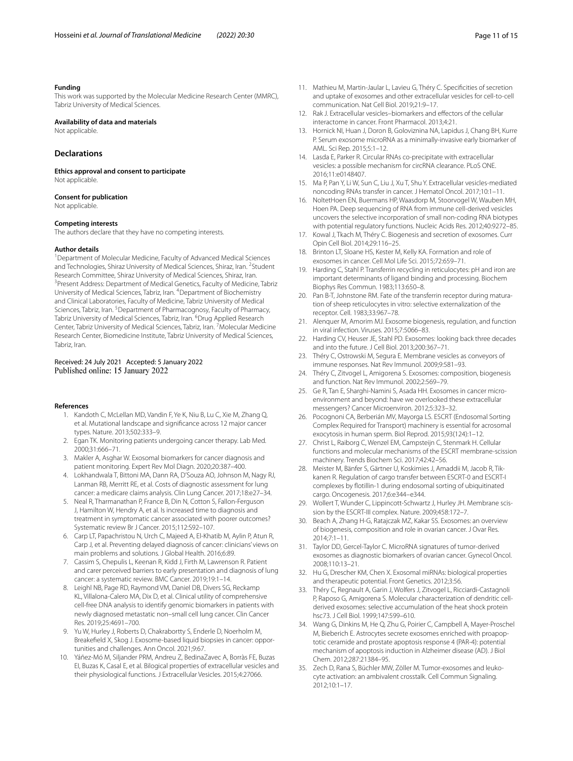**Funding**

This work was supported by the Molecular Medicine Research Center (MMRC), Tabriz University of Medical Sciences.

**Availability of data and materials**

Not applicable.

## Declarations

**Ethics approval and consent to participate**

Not applicable.

**Consent for publication**

Not applicable.

**Competing interests**

The authors declare that they have no competing interests.

**Author details**

[1]Department of Molecular Medicine, Faculty of Advanced Medical Sciences and Technologies, Shiraz University of Medical Sciences, Shiraz, Iran. [2]Student Research Committee, Shiraz University of Medical Sciences, Shiraz, Iran. [3]Present Address: Department of Medical Genetics, Faculty of Medicine, Tabriz University of Medical Sciences, Tabriz, Iran. [4]Department of Biochemistry and Clinical Laboratories, Faculty of Medicine, Tabriz University of Medical Sciences, Tabriz, Iran. [5]Department of Pharmacognosy, Faculty of Pharmacy, Tabriz University of Medical Sciences, Tabriz, Iran. [6]Drug Applied Research Center, Tabriz University of Medical Sciences, Tabriz, Iran. [7]Molecular Medicine Research Center, Biomedicine Institute, Tabriz University of Medical Sciences, Tabriz, Iran.

Received: 24 July 2021 Accepted: 5 January 2022
Published online: 15 January 2022

**References**

1. Kandoth C, McLellan MD, Vandin F, Ye K, Niu B, Lu C, Xie M, Zhang Q, et al. Mutational landscape and significance across 12 major cancer types. Nature. 2013;502:333–9.
2. Egan TK. Monitoring patients undergoing cancer therapy. Lab Med. 2000;31:666–71.
3. Makler A, Asghar W. Exosomal biomarkers for cancer diagnosis and patient monitoring. Expert Rev Mol Diagn. 2020;20:387–400.
4. Lokhandwala T, Bittoni MA, Dann RA, D'Souza AO, Johnson M, Nagy RJ, Lanman RB, Merritt RE, et al. Costs of diagnostic assessment for lung cancer: a medicare claims analysis. Clin Lung Cancer. 2017;18:e27–34.
5. Neal R, Tharmanathan P, France B, Din N, Cotton S, Fallon-Ferguson J, Hamilton W, Hendry A, et al. Is increased time to diagnosis and treatment in symptomatic cancer associated with poorer outcomes? Systematic review Br J Cancer. 2015;112:S92–107.
6. Carp LT, Papachristou N, Urch C, Majeed A, El-Khatib M, Aylin P, Atun R, Carp J, et al. Preventing delayed diagnosis of cancer: clinicians' views on main problems and solutions. J Global Health. 2016;6:89.
7. Cassim S, Chepulis L, Keenan R, Kidd J, Firth M, Lawrenson R. Patient and carer perceived barriers to early presentation and diagnosis of lung cancer: a systematic review. BMC Cancer. 2019;19:1–14.
8. Leighl NB, Page RD, Raymond VM, Daniel DB, Divers SG, Reckamp KL, Villalona-Calero MA, Dix D, et al. Clinical utility of comprehensive cell-free DNA analysis to identify genomic biomarkers in patients with newly diagnosed metastatic non–small cell lung cancer. Clin Cancer Res. 2019;25:4691–700.
9. Yu W, Hurley J, Roberts D, Chakrabortty S, Enderle D, Noerholm M, Breakefield X, Skog J. Exosome-based liquid biopsies in cancer: opportunities and challenges. Ann Oncol. 2021;9:67.
10. Yáñez-Mó M, Siljander PRM, Andreu Z, BedinaZavec A, Borràs FE, Buzas EI, Buzas K, Casal E, et al. Bilogical properties of extracellular vesicles and their physiological functions. J Extracellular Vesicles. 2015;4:27066.
11. Mathieu M, Martin-Jaular L, Lavieu G, Théry C. Specificities of secretion and uptake of exosomes and other extracellular vesicles for cell-to-cell communication. Nat Cell Biol. 2019;21:9–17.
12. Rak J. Extracellular vesicles–biomarkers and effectors of the cellular interactome in cancer. Front Pharmacol. 2013;4:21.
13. Hornick NI, Huan J, Doron B, Goloviznina NA, Lapidus J, Chang BH, Kurre P. Serum exosome microRNA as a minimally-invasive early biomarker of AML. Sci Rep. 2015;5:1–12.
14. Lasda E, Parker R. Circular RNAs co-precipitate with extracellular vesicles: a possible mechanism for circRNA clearance. PLoS ONE. 2016;11:e0148407.
15. Ma P, Pan Y, Li W, Sun C, Liu J, Xu T, Shu Y. Extracellular vesicles-mediated noncoding RNAs transfer in cancer. J Hematol Oncol. 2017;10:1–11.
16. NoltetHoen EN, Buermans HP, Waasdorp M, Stoorvogel W, Wauben MH, Hoen PA. Deep sequencing of RNA from immune cell-derived vesicles uncovers the selective incorporation of small non-coding RNA biotypes with potential regulatory functions. Nucleic Acids Res. 2012;40:9272–85.
17. Kowal J, Tkach M, Théry C. Biogenesis and secretion of exosomes. Curr Opin Cell Biol. 2014;29:116–25.
18. Brinton LT, Sloane HS, Kester M, Kelly KA. Formation and role of exosomes in cancer. Cell Mol Life Sci. 2015;72:659–71.
19. Harding C, Stahl P. Transferrin recycling in reticulocytes: pH and iron are important determinants of ligand binding and processing. Biochem Biophys Res Commun. 1983;113:650–8.
20. Pan B-T, Johnstone RM. Fate of the transferrin receptor during maturation of sheep reticulocytes in vitro: selective externalization of the receptor. Cell. 1983;33:967–78.
21. Alenquer M, Amorim MJ. Exosome biogenesis, regulation, and function in viral infection. Viruses. 2015;7:5066–83.
22. Harding CV, Heuser JE, Stahl PD. Exosomes: looking back three decades and into the future. J Cell Biol. 2013;200:367–71.
23. Théry C, Ostrowski M, Segura E. Membrane vesicles as conveyors of immune responses. Nat Rev Immunol. 2009;9:581–93.
24. Théry C, Zitvogel L, Amigorena S. Exosomes: composition, biogenesis and function. Nat Rev Immunol. 2002;2:569–79.
25. Ge R, Tan E, Sharghi-Namini S, Asada HH. Exosomes in cancer microenvironment and beyond: have we overlooked these extracellular messengers? Cancer Microenviron. 2012;5:323–32.
26. Pocognoni CA, Berberián MV, Mayorga LS. ESCRT (Endosomal Sorting Complex Required for Transport) machinery is essential for acrosomal exocytosis in human sperm. Biol Reprod. 2015;93(124):1–12.
27. Christ L, Raiborg C, Wenzel EM, Campsteijn C, Stenmark H. Cellular functions and molecular mechanisms of the ESCRT membrane-scission machinery. Trends Biochem Sci. 2017;42:42–56.
28. Meister M, Bänfer S, Gärtner U, Koskimies J, Amaddii M, Jacob R, Tikkanen R. Regulation of cargo transfer between ESCRT-0 and ESCRT-I complexes by flotillin-1 during endosomal sorting of ubiquitinated cargo. Oncogenesis. 2017;6:e344–e344.
29. Wollert T, Wunder C, Lippincott-Schwartz J, Hurley JH. Membrane scission by the ESCRT-III complex. Nature. 2009;458:172–7.
30. Beach A, Zhang H-G, Ratajczak MZ, Kakar SS. Exosomes: an overview of biogenesis, composition and role in ovarian cancer. J Ovar Res. 2014;7:1–11.
31. Taylor DD, Gercel-Taylor C. MicroRNA signatures of tumor-derived exosomes as diagnostic biomarkers of ovarian cancer. Gynecol Oncol. 2008;110:13–21.
32. Hu G, Drescher KM, Chen X. Exosomal miRNAs: biological properties and therapeutic potential. Front Genetics. 2012;3:56.
33. Théry C, Regnault A, Garin J, Wolfers J, Zitvogel L, Ricciardi-Castagnoli P, Raposo G, Amigorena S. Molecular characterization of dendritic cell-derived exosomes: selective accumulation of the heat shock protein hsc73. J Cell Biol. 1999;147:599–610.
34. Wang G, Dinkins M, He Q, Zhu G, Poirier C, Campbell A, Mayer-Proschel M, Bieberich E. Astrocytes secrete exosomes enriched with proapoptotic ceramide and prostate apoptosis response 4 (PAR-4): potential mechanism of apoptosis induction in Alzheimer disease (AD). J Biol Chem. 2012;287:21384–95.
35. Zech D, Rana S, Büchler MW, Zöller M. Tumor-exosomes and leukocyte activation: an ambivalent crosstalk. Cell Commun Signaling. 2012;10:1–17.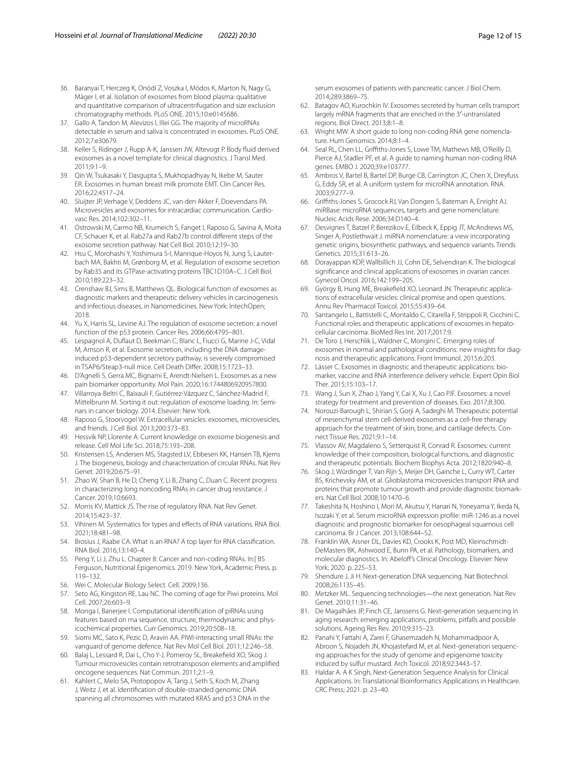36. Baranyai T, Herczeg K, Onódi Z, Voszka I, Módos K, Marton N, Nagy G, Mäger I, et al. Isolation of exosomes from blood plasma: qualitative and quantitative comparison of ultracentrifugation and size exclusion chromatography methods. PLoS ONE. 2015;10:e0145686.
37. Gallo A, Tandon M, Alevizos I, Illei GG. The majority of microRNAs detectable in serum and saliva is concentrated in exosomes. PLoS ONE. 2012;7:e30679.
38. Keller S, Ridinger J, Rupp A-K, Janssen JW, Altevogt P. Body fluid derived exosomes as a novel template for clinical diagnostics. J Transl Med. 2011;9:1–9.
39. Qin W, Tsukasaki Y, Dasgupta S, Mukhopadhyay N, Ikebe M, Sauter ER. Exosomes in human breast milk promote EMT. Clin Cancer Res. 2016;22:4517–24.
40. Sluijter JP, Verhage V, Deddens JC, van den Akker F, Doevendans PA. Microvesicles and exosomes for intracardiac communication. Cardiovasc Res. 2014;102:302–11.
41. Ostrowski M, Carmo NB, Krumeich S, Fanget I, Raposo G, Savina A, Moita CF, Schauer K, et al. Rab27a and Rab27b control different steps of the exosome secretion pathway. Nat Cell Biol. 2010;12:19–30.
42. Hsu C, Morohashi Y, Yoshimura S-I, Manrique-Hoyos N, Jung S, Lauterbach MA, Bakhti M, Grønborg M, et al. Regulation of exosome secretion by Rab35 and its GTPase-activating proteins TBC1D10A–C. J Cell Biol. 2010;189:223–32.
43. Crenshaw BJ, Sims B, Matthews QL. Biological function of exosomes as diagnostic markers and therapeutic delivery vehicles in carcinogenesis and infectious diseases, in Nanomedicines. New York: IntechOpen; 2018.
44. Yu X, Harris SL, Levine AJ. The regulation of exosome secretion: a novel function of the p53 protein. Cancer Res. 2006;66:4795–801.
45. Lespagnol A, Duflaut D, Beekman C, Blanc L, Fiucci G, Marine J-C, Vidal M, Amson R, et al. Exosome secretion, including the DNA damage-induced p53-dependent secretory pathway, is severely compromised in TSAP6/Steap3-null mice. Cell Death Differ. 2008;15:1723–33.
46. D'Agnelli S, Gerra MC, Bignami E, Arendt-Nielsen L. Exosomes as a new pain biomarker opportunity. Mol Pain. 2020;16:1744806920957800.
47. Villarroya-Beltri C, Baixauli F, Gutiérrez-Vázquez C, Sánchez-Madrid F, Mittelbrunn M. Sorting it out: regulation of exosome loading. In: Seminars in cancer biology. 2014. Elsevier: New York.
48. Raposo G, Stoorvogel W. Extracellular vesicles: exosomes, microvesicles, and friends. J Cell Biol. 2013;200:373–83.
49. Hessvik NP, Llorente A. Current knowledge on exosome biogenesis and release. Cell Mol Life Sci. 2018;75:193–208.
50. Kristensen LS, Andersen MS, Stagsted LV, Ebbesen KK, Hansen TB, Kjems J. The biogenesis, biology and characterization of circular RNAs. Nat Rev Genet. 2019;20:675–91.
51. Zhao W, Shan B, He D, Cheng Y, Li B, Zhang C, Duan C. Recent progress in characterizing long noncoding RNAs in cancer drug resistance. J Cancer. 2019;10:6693.
52. Morris KV, Mattick JS. The rise of regulatory RNA. Nat Rev Genet. 2014;15:423–37.
53. Vihinen M. Systematics for types and effects of RNA variations. RNA Biol. 2021;18:481–98.
54. Brosius J, Raabe CA. What is an RNA? A top layer for RNA classification. RNA Biol. 2016;13:140–4.
55. Peng Y, Li J, Zhu L. Chapter 8: Cancer and non-coding RNAs. In:[ BS Ferguson, Nutritional Epigenomics. 2019. New York, Academic Press. p. 119–132.
56. Wei C. Molecular Biology Select. Cell. 2009;136.
57. Seto AG, Kingston RE, Lau NC. The coming of age for Piwi proteins. Mol Cell. 2007;26:603–9.
58. Monga I, Banerjee I. Computational identification of piRNAs using features based on rna sequence, structure, thermodynamic and physicochemical properties. Curr Genomics. 2019;20:508–18.
59. Siomi MC, Sato K, Pezic D, Aravin AA. PIWI-interacting small RNAs: the vanguard of genome defence. Nat Rev Mol Cell Biol. 2011;12:246–58.
60. Balaj L, Lessard R, Dai L, Cho Y-J, Pomeroy SL, Breakefield XO, Skog J. Tumour microvesicles contain retrotransposon elements and amplified oncogene sequences. Nat Commun. 2011;2:1–9.
61. Kahlert C, Melo SA, Protopopov A, Tang J, Seth S, Koch M, Zhang J, Weitz J, et al. Identification of double-stranded genomic DNA spanning all chromosomes with mutated KRAS and p53 DNA in the serum exosomes of patients with pancreatic cancer. J Biol Chem. 2014;289:3869–75.
62. Batagov AO, Kurochkin IV. Exosomes secreted by human cells transport largely mRNA fragments that are enriched in the 3′-untranslated regions. Biol Direct. 2013;8:1–8.
63. Wright MW. A short guide to long non-coding RNA gene nomenclature. Hum Genomics. 2014;8:1–4.
64. Seal RL, Chen LL, Griffiths-Jones S, Lowe TM, Mathews MB, O'Reilly D, Pierce AJ, Stadler PF, et al. A guide to naming human non-coding RNA genes. EMBO J. 2020;39:e103777.
65. Ambros V, Bartel B, Bartel DP, Burge CB, Carrington JC, Chen X, Dreyfuss G, Eddy SR, et al. A uniform system for microRNA annotation. RNA. 2003;9:277–9.
66. Griffiths-Jones S, Grocock RJ, Van Dongen S, Bateman A, Enright AJ. miRBase: microRNA sequences, targets and gene nomenclature. Nucleic Acids Rese. 2006;34:D140–4.
67. Desvignes T, Batzel P, Berezikov E, Eilbeck K, Eppig JT, McAndrews MS, Singer A, Postlethwait J. miRNA nomenclature: a view incorporating genetic origins, biosynthetic pathways, and sequence variants. Trends Genetics. 2015;31:613–26.
68. Dorayappan KDP, Wallbillich JJ, Cohn DE, Selvendiran K. The biological significance and clinical applications of exosomes in ovarian cancer. Gynecol Oncol. 2016;142:199–205.
69. György B, Hung ME, Breakefield XO, Leonard JN. Therapeutic applications of extracellular vesicles: clinical promise and open questions. Annu Rev Pharmacol Toxicol. 2015;55:439–64.
70. Santangelo L, Battistelli C, Montaldo C, Citarella F, Strippoli R, Cicchini C. Functional roles and therapeutic applications of exosomes in hepatocellular carcinoma. BioMed Res Int. 2017;2017:9.
71. De Toro J, Herschlik L, Waldner C, Mongini C. Emerging roles of exosomes in normal and pathological conditions: new insights for diagnosis and therapeutic applications. Front Immunol. 2015;6:203.
72. Lässer C. Exosomes in diagnostic and therapeutic applications: biomarker, vaccine and RNA interference delivery vehicle. Expert Opin Biol Ther. 2015;15:103–17.
73. Wang J, Sun X, Zhao J, Yang Y, Cai X, Xu J, Cao PJF. Exosomes: a novel strategy for treatment and prevention of diseases. Exo. 2017;8:300.
74. Norouzi-Barough L, Shirian S, Gorji A, Sadeghi M. Therapeutic potential of mesenchymal stem cell-derived exosomes as a cell-free therapy approach for the treatment of skin, bone, and cartilage defects. Connect Tissue Res. 2021;9:1–14.
75. Vlassov AV, Magdaleno S, Setterquist R, Conrad R. Exosomes: current knowledge of their composition, biological functions, and diagnostic and therapeutic potentials. Biochem Biophys Acta. 2012;1820:940–8.
76. Skog J, Würdinger T, Van Rijn S, Meijer DH, Gainche L, Curry WT, Carter BS, Krichevsky AM, et al. Glioblastoma microvesicles transport RNA and proteins that promote tumour growth and provide diagnostic biomarkers. Nat Cell Biol. 2008;10:1470–6.
77. Takeshita N, Hoshino I, Mori M, Akutsu Y, Hanari N, Yoneyama Y, Ikeda N, Isozaki Y, et al. Serum microRNA expression profile: miR-1246 as a novel diagnostic and prognostic biomarker for oesophageal squamous cell carcinoma. Br J Cancer. 2013;108:644–52.
78. Franklin WA, Aisner DL, Davies KD, Crooks K, Post MD, Kleinschmidt-DeMasters BK, Ashwood E, Bunn PA, et al. Pathology, biomarkers, and molecular diagnostics. In: Abeloff's Clinical Oncology. Elsevier: New York; 2020. p. 225–53.
79. Shendure J, Ji H. Next-generation DNA sequencing. Nat Biotechnol. 2008;26:1135–45.
80. Metzker ML. Sequencing technologies—the next generation. Nat Rev Genet. 2010;11:31–46.
81. De Magalhães JP, Finch CE, Janssens G. Next-generation sequencing in aging research: emerging applications, problems, pitfalls and possible solutions. Ageing Res Rev. 2010;9:315–23.
82. Panahi Y, Fattahi A, Zarei F, Ghasemzadeh N, Mohammadpoor A, Abroon S, Nojadeh JN, Khojastefard M, et al. Next-generation sequencing approaches for the study of genome and epigenome toxicity induced by sulfur mustard. Arch Toxicol. 2018;92:3443–57.
83. Haldar A. A K Singh, Next-Generation Sequence Analysis for Clinical Applications. In: Translational Bioinformatics Applications in Healthcare. CRC Press; 2021. p. 23–40.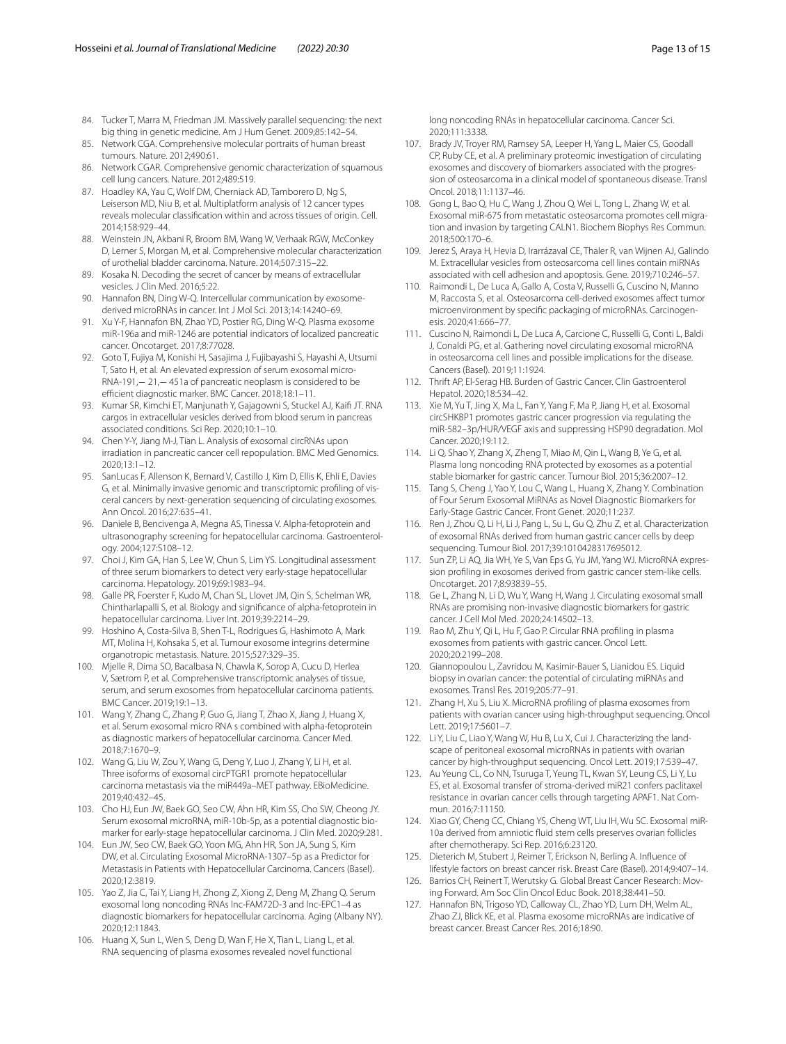84. Tucker T, Marra M, Friedman JM. Massively parallel sequencing: the next big thing in genetic medicine. Am J Hum Genet. 2009;85:142–54.
85. Network CGA. Comprehensive molecular portraits of human breast tumours. Nature. 2012;490:61.
86. Network CGAR. Comprehensive genomic characterization of squamous cell lung cancers. Nature. 2012;489:519.
87. Hoadley KA, Yau C, Wolf DM, Cherniack AD, Tamborero D, Ng S, Leiserson MD, Niu B, et al. Multiplatform analysis of 12 cancer types reveals molecular classification within and across tissues of origin. Cell. 2014;158:929–44.
88. Weinstein JN, Akbani R, Broom BM, Wang W, Verhaak RGW, McConkey D, Lerner S, Morgan M, et al. Comprehensive molecular characterization of urothelial bladder carcinoma. Nature. 2014;507:315–22.
89. Kosaka N. Decoding the secret of cancer by means of extracellular vesicles. J Clin Med. 2016;5:22.
90. Hannafon BN, Ding W-Q. Intercellular communication by exosome-derived microRNAs in cancer. Int J Mol Sci. 2013;14:14240–69.
91. Xu Y-F, Hannafon BN, Zhao YD, Postier RG, Ding W-Q. Plasma exosome miR-196a and miR-1246 are potential indicators of localized pancreatic cancer. Oncotarget. 2017;8:77028.
92. Goto T, Fujiya M, Konishi H, Sasajima J, Fujibayashi S, Hayashi A, Utsumi T, Sato H, et al. An elevated expression of serum exosomal microRNA-191,− 21,− 451a of pancreatic neoplasm is considered to be efficient diagnostic marker. BMC Cancer. 2018;18:1–11.
93. Kumar SR, Kimchi ET, Manjunath Y, Gajagowni S, Stuckel AJ, Kaifi JT. RNA cargos in extracellular vesicles derived from blood serum in pancreas associated conditions. Sci Rep. 2020;10:1–10.
94. Chen Y-Y, Jiang M-J, Tian L. Analysis of exosomal circRNAs upon irradiation in pancreatic cancer cell repopulation. BMC Med Genomics. 2020;13:1–12.
95. SanLucas F, Allenson K, Bernard V, Castillo J, Kim D, Ellis K, Ehli E, Davies G, et al. Minimally invasive genomic and transcriptomic profiling of visceral cancers by next-generation sequencing of circulating exosomes. Ann Oncol. 2016;27:635–41.
96. Daniele B, Bencivenga A, Megna AS, Tinessa V. Alpha-fetoprotein and ultrasonography screening for hepatocellular carcinoma. Gastroenterology. 2004;127:S108–12.
97. Choi J, Kim GA, Han S, Lee W, Chun S, Lim YS. Longitudinal assessment of three serum biomarkers to detect very early-stage hepatocellular carcinoma. Hepatology. 2019;69:1983–94.
98. Galle PR, Foerster F, Kudo M, Chan SL, Llovet JM, Qin S, Schelman WR, Chintharlapalli S, et al. Biology and significance of alpha-fetoprotein in hepatocellular carcinoma. Liver Int. 2019;39:2214–29.
99. Hoshino A, Costa-Silva B, Shen T-L, Rodrigues G, Hashimoto A, Mark MT, Molina H, Kohsaka S, et al. Tumour exosome integrins determine organotropic metastasis. Nature. 2015;527:329–35.
100. Mjelle R, Dima SO, Bacalbasa N, Chawla K, Sorop A, Cucu D, Herlea V, Sætrom P, et al. Comprehensive transcriptomic analyses of tissue, serum, and serum exosomes from hepatocellular carcinoma patients. BMC Cancer. 2019;19:1–13.
101. Wang Y, Zhang C, Zhang P, Guo G, Jiang T, Zhao X, Jiang J, Huang X, et al. Serum exosomal micro RNA s combined with alpha-fetoprotein as diagnostic markers of hepatocellular carcinoma. Cancer Med. 2018;7:1670–9.
102. Wang G, Liu W, Zou Y, Wang G, Deng Y, Luo J, Zhang Y, Li H, et al. Three isoforms of exosomal circPTGR1 promote hepatocellular carcinoma metastasis via the miR449a–MET pathway. EBioMedicine. 2019;40:432–45.
103. Cho HJ, Eun JW, Baek GO, Seo CW, Ahn HR, Kim SS, Cho SW, Cheong JY. Serum exosomal microRNA, miR-10b-5p, as a potential diagnostic biomarker for early-stage hepatocellular carcinoma. J Clin Med. 2020;9:281.
104. Eun JW, Seo CW, Baek GO, Yoon MG, Ahn HR, Son JA, Sung S, Kim DW, et al. Circulating Exosomal MicroRNA-1307–5p as a Predictor for Metastasis in Patients with Hepatocellular Carcinoma. Cancers (Basel). 2020;12:3819.
105. Yao Z, Jia C, Tai Y, Liang H, Zhong Z, Xiong Z, Deng M, Zhang Q. Serum exosomal long noncoding RNAs lnc-FAM72D-3 and lnc-EPC1–4 as diagnostic biomarkers for hepatocellular carcinoma. Aging (Albany NY). 2020;12:11843.
106. Huang X, Sun L, Wen S, Deng D, Wan F, He X, Tian L, Liang L, et al. RNA sequencing of plasma exosomes revealed novel functional long noncoding RNAs in hepatocellular carcinoma. Cancer Sci. 2020;111:3338.
107. Brady JV, Troyer RM, Ramsey SA, Leeper H, Yang L, Maier CS, Goodall CP, Ruby CE, et al. A preliminary proteomic investigation of circulating exosomes and discovery of biomarkers associated with the progression of osteosarcoma in a clinical model of spontaneous disease. Transl Oncol. 2018;11:1137–46.
108. Gong L, Bao Q, Hu C, Wang J, Zhou Q, Wei L, Tong L, Zhang W, et al. Exosomal miR-675 from metastatic osteosarcoma promotes cell migration and invasion by targeting CALN1. Biochem Biophys Res Commun. 2018;500:170–6.
109. Jerez S, Araya H, Hevia D, Irarrázaval CE, Thaler R, van Wijnen AJ, Galindo M. Extracellular vesicles from osteosarcoma cell lines contain miRNAs associated with cell adhesion and apoptosis. Gene. 2019;710:246–57.
110. Raimondi L, De Luca A, Gallo A, Costa V, Russelli G, Cuscino N, Manno M, Raccosta S, et al. Osteosarcoma cell-derived exosomes affect tumor microenvironment by specific packaging of microRNAs. Carcinogenesis. 2020;41:666–77.
111. Cuscino N, Raimondi L, De Luca A, Carcione C, Russelli G, Conti L, Baldi J, Conaldi PG, et al. Gathering novel circulating exosomal microRNA in osteosarcoma cell lines and possible implications for the disease. Cancers (Basel). 2019;11:1924.
112. Thrift AP, El-Serag HB. Burden of Gastric Cancer. Clin Gastroenterol Hepatol. 2020;18:534–42.
113. Xie M, Yu T, Jing X, Ma L, Fan Y, Yang F, Ma P, Jiang H, et al. Exosomal circSHKBP1 promotes gastric cancer progression via regulating the miR-582–3p/HUR/VEGF axis and suppressing HSP90 degradation. Mol Cancer. 2020;19:112.
114. Li Q, Shao Y, Zhang X, Zheng T, Miao M, Qin L, Wang B, Ye G, et al. Plasma long noncoding RNA protected by exosomes as a potential stable biomarker for gastric cancer. Tumour Biol. 2015;36:2007–12.
115. Tang S, Cheng J, Yao Y, Lou C, Wang L, Huang X, Zhang Y. Combination of Four Serum Exosomal MiRNAs as Novel Diagnostic Biomarkers for Early-Stage Gastric Cancer. Front Genet. 2020;11:237.
116. Ren J, Zhou Q, Li H, Li J, Pang L, Su L, Gu Q, Zhu Z, et al. Characterization of exosomal RNAs derived from human gastric cancer cells by deep sequencing. Tumour Biol. 2017;39:1010428317695012.
117. Sun ZP, Li AQ, Jia WH, Ye S, Van Eps G, Yu JM, Yang WJ. MicroRNA expression profiling in exosomes derived from gastric cancer stem-like cells. Oncotarget. 2017;8:93839–55.
118. Ge L, Zhang N, Li D, Wu Y, Wang H, Wang J. Circulating exosomal small RNAs are promising non-invasive diagnostic biomarkers for gastric cancer. J Cell Mol Med. 2020;24:14502–13.
119. Rao M, Zhu Y, Qi L, Hu F, Gao P. Circular RNA profiling in plasma exosomes from patients with gastric cancer. Oncol Lett. 2020;20:2199–208.
120. Giannopoulou L, Zavridou M, Kasimir-Bauer S, Lianidou ES. Liquid biopsy in ovarian cancer: the potential of circulating miRNAs and exosomes. Transl Res. 2019;205:77–91.
121. Zhang H, Xu S, Liu X. MicroRNA profiling of plasma exosomes from patients with ovarian cancer using high-throughput sequencing. Oncol Lett. 2019;17:5601–7.
122. Li Y, Liu C, Liao Y, Wang W, Hu B, Lu X, Cui J. Characterizing the landscape of peritoneal exosomal microRNAs in patients with ovarian cancer by high-throughput sequencing. Oncol Lett. 2019;17:539–47.
123. Au Yeung CL, Co NN, Tsuruga T, Yeung TL, Kwan SY, Leung CS, Li Y, Lu ES, et al. Exosomal transfer of stroma-derived miR21 confers paclitaxel resistance in ovarian cancer cells through targeting APAF1. Nat Commun. 2016;7:11150.
124. Xiao GY, Cheng CC, Chiang YS, Cheng WT, Liu IH, Wu SC. Exosomal miR-10a derived from amniotic fluid stem cells preserves ovarian follicles after chemotherapy. Sci Rep. 2016;6:23120.
125. Dieterich M, Stubert J, Reimer T, Erickson N, Berling A. Influence of lifestyle factors on breast cancer risk. Breast Care (Basel). 2014;9:407–14.
126. Barrios CH, Reinert T, Werutsky G. Global Breast Cancer Research: Moving Forward. Am Soc Clin Oncol Educ Book. 2018;38:441–50.
127. Hannafon BN, Trigoso YD, Calloway CL, Zhao YD, Lum DH, Welm AL, Zhao ZJ, Blick KE, et al. Plasma exosome microRNAs are indicative of breast cancer. Breast Cancer Res. 2016;18:90.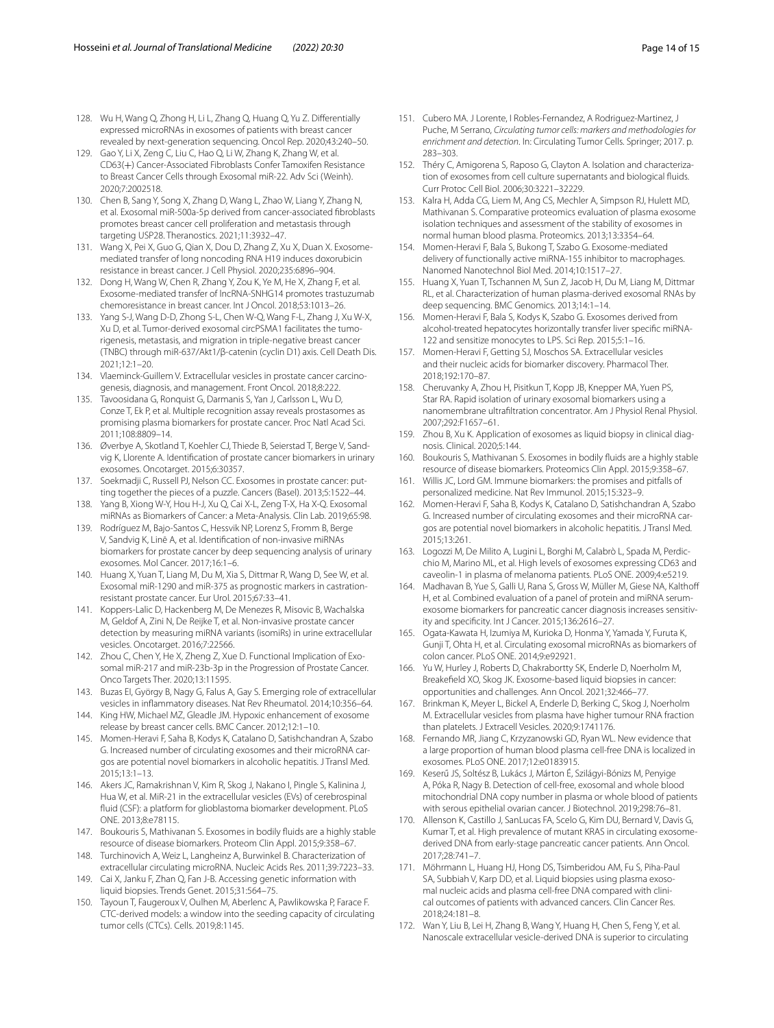128. Wu H, Wang Q, Zhong H, Li L, Zhang Q, Huang Q, Yu Z. Differentially expressed microRNAs in exosomes of patients with breast cancer revealed by next-generation sequencing. Oncol Rep. 2020;43:240–50.
129. Gao Y, Li X, Zeng C, Liu C, Hao Q, Li W, Zhang K, Zhang W, et al. CD63(+) Cancer-Associated Fibroblasts Confer Tamoxifen Resistance to Breast Cancer Cells through Exosomal miR-22. Adv Sci (Weinh). 2020;7:2002518.
130. Chen B, Sang Y, Song X, Zhang D, Wang L, Zhao W, Liang Y, Zhang N, et al. Exosomal miR-500a-5p derived from cancer-associated fibroblasts promotes breast cancer cell proliferation and metastasis through targeting USP28. Theranostics. 2021;11:3932–47.
131. Wang X, Pei X, Guo G, Qian X, Dou D, Zhang Z, Xu X, Duan X. Exosome-mediated transfer of long noncoding RNA H19 induces doxorubicin resistance in breast cancer. J Cell Physiol. 2020;235:6896–904.
132. Dong H, Wang W, Chen R, Zhang Y, Zou K, Ye M, He X, Zhang F, et al. Exosome-mediated transfer of lncRNA-SNHG14 promotes trastuzumab chemoresistance in breast cancer. Int J Oncol. 2018;53:1013–26.
133. Yang S-J, Wang D-D, Zhong S-L, Chen W-Q, Wang F-L, Zhang J, Xu W-X, Xu D, et al. Tumor-derived exosomal circPSMA1 facilitates the tumorigenesis, metastasis, and migration in triple-negative breast cancer (TNBC) through miR-637/Akt1/β-catenin (cyclin D1) axis. Cell Death Dis. 2021;12:1–20.
134. Vlaeminck-Guillem V. Extracellular vesicles in prostate cancer carcinogenesis, diagnosis, and management. Front Oncol. 2018;8:222.
135. Tavoosidana G, Ronquist G, Darmanis S, Yan J, Carlsson L, Wu D, Conze T, Ek P, et al. Multiple recognition assay reveals prostasomes as promising plasma biomarkers for prostate cancer. Proc Natl Acad Sci. 2011;108:8809–14.
136. Øverbye A, Skotland T, Koehler CJ, Thiede B, Seierstad T, Berge V, Sandvig K, Llorente A. Identification of prostate cancer biomarkers in urinary exosomes. Oncotarget. 2015;6:30357.
137. Soekmadji C, Russell PJ, Nelson CC. Exosomes in prostate cancer: putting together the pieces of a puzzle. Cancers (Basel). 2013;5:1522–44.
138. Yang B, Xiong W-Y, Hou H-J, Xu Q, Cai X-L, Zeng T-X, Ha X-Q. Exosomal miRNAs as Biomarkers of Cancer: a Meta-Analysis. Clin Lab. 2019;65:98.
139. Rodríguez M, Bajo-Santos C, Hessvik NP, Lorenz S, Fromm B, Berge V, Sandvig K, Linē A, et al. Identification of non-invasive miRNAs biomarkers for prostate cancer by deep sequencing analysis of urinary exosomes. Mol Cancer. 2017;16:1–6.
140. Huang X, Yuan T, Liang M, Du M, Xia S, Dittmar R, Wang D, See W, et al. Exosomal miR-1290 and miR-375 as prognostic markers in castration-resistant prostate cancer. Eur Urol. 2015;67:33–41.
141. Koppers-Lalic D, Hackenberg M, De Menezes R, Misovic B, Wachalska M, Geldof A, Zini N, De Reijke T, et al. Non-invasive prostate cancer detection by measuring miRNA variants (isomiRs) in urine extracellular vesicles. Oncotarget. 2016;7:22566.
142. Zhou C, Chen Y, He X, Zheng Z, Xue D. Functional Implication of Exosomal miR-217 and miR-23b-3p in the Progression of Prostate Cancer. Onco Targets Ther. 2020;13:11595.
143. Buzas EI, György B, Nagy G, Falus A, Gay S. Emerging role of extracellular vesicles in inflammatory diseases. Nat Rev Rheumatol. 2014;10:356–64.
144. King HW, Michael MZ, Gleadle JM. Hypoxic enhancement of exosome release by breast cancer cells. BMC Cancer. 2012;12:1–10.
145. Momen-Heravi F, Saha B, Kodys K, Catalano D, Satishchandran A, Szabo G. Increased number of circulating exosomes and their microRNA cargos are potential novel biomarkers in alcoholic hepatitis. J Transl Med. 2015;13:1–13.
146. Akers JC, Ramakrishnan V, Kim R, Skog J, Nakano I, Pingle S, Kalinina J, Hua W, et al. MiR-21 in the extracellular vesicles (EVs) of cerebrospinal fluid (CSF): a platform for glioblastoma biomarker development. PLoS ONE. 2013;8:e78115.
147. Boukouris S, Mathivanan S. Exosomes in bodily fluids are a highly stable resource of disease biomarkers. Proteom Clin Appl. 2015;9:358–67.
148. Turchinovich A, Weiz L, Langheinz A, Burwinkel B. Characterization of extracellular circulating microRNA. Nucleic Acids Res. 2011;39:7223–33.
149. Cai X, Janku F, Zhan Q, Fan J-B. Accessing genetic information with liquid biopsies. Trends Genet. 2015;31:564–75.
150. Tayoun T, Faugeroux V, Oulhen M, Aberlenc A, Pawlikowska P, Farace F. CTC-derived models: a window into the seeding capacity of circulating tumor cells (CTCs). Cells. 2019;8:1145.
151. Cubero MA. J Lorente, I Robles-Fernandez, A Rodriguez-Martinez, J Puche, M Serrano, *Circulating tumor cells: markers and methodologies for enrichment and detection*. In: Circulating Tumor Cells. Springer; 2017. p. 283–303.
152. Théry C, Amigorena S, Raposo G, Clayton A. Isolation and characterization of exosomes from cell culture supernatants and biological fluids. Curr Protoc Cell Biol. 2006;30:3221–32229.
153. Kalra H, Adda CG, Liem M, Ang CS, Mechler A, Simpson RJ, Hulett MD, Mathivanan S. Comparative proteomics evaluation of plasma exosome isolation techniques and assessment of the stability of exosomes in normal human blood plasma. Proteomics. 2013;13:3354–64.
154. Momen-Heravi F, Bala S, Bukong T, Szabo G. Exosome-mediated delivery of functionally active miRNA-155 inhibitor to macrophages. Nanomed Nanotechnol Biol Med. 2014;10:1517–27.
155. Huang X, Yuan T, Tschannen M, Sun Z, Jacob H, Du M, Liang M, Dittmar RL, et al. Characterization of human plasma-derived exosomal RNAs by deep sequencing. BMC Genomics. 2013;14:1–14.
156. Momen-Heravi F, Bala S, Kodys K, Szabo G. Exosomes derived from alcohol-treated hepatocytes horizontally transfer liver specific miRNA-122 and sensitize monocytes to LPS. Sci Rep. 2015;5:1–16.
157. Momen-Heravi F, Getting SJ, Moschos SA. Extracellular vesicles and their nucleic acids for biomarker discovery. Pharmacol Ther. 2018;192:170–87.
158. Cheruvanky A, Zhou H, Pisitkun T, Kopp JB, Knepper MA, Yuen PS, Star RA. Rapid isolation of urinary exosomal biomarkers using a nanomembrane ultrafiltration concentrator. Am J Physiol Renal Physiol. 2007;292:F1657–61.
159. Zhou B, Xu K. Application of exosomes as liquid biopsy in clinical diagnosis. Clinical. 2020;5:144.
160. Boukouris S, Mathivanan S. Exosomes in bodily fluids are a highly stable resource of disease biomarkers. Proteomics Clin Appl. 2015;9:358–67.
161. Willis JC, Lord GM. Immune biomarkers: the promises and pitfalls of personalized medicine. Nat Rev Immunol. 2015;15:323–9.
162. Momen-Heravi F, Saha B, Kodys K, Catalano D, Satishchandran A, Szabo G. Increased number of circulating exosomes and their microRNA cargos are potential novel biomarkers in alcoholic hepatitis. J Transl Med. 2015;13:261.
163. Logozzi M, De Milito A, Lugini L, Borghi M, Calabrò L, Spada M, Perdicchio M, Marino ML, et al. High levels of exosomes expressing CD63 and caveolin-1 in plasma of melanoma patients. PLoS ONE. 2009;4:e5219.
164. Madhavan B, Yue S, Galli U, Rana S, Gross W, Müller M, Giese NA, Kalthoff H, et al. Combined evaluation of a panel of protein and miRNA serum-exosome biomarkers for pancreatic cancer diagnosis increases sensitivity and specificity. Int J Cancer. 2015;136:2616–27.
165. Ogata-Kawata H, Izumiya M, Kurioka D, Honma Y, Yamada Y, Furuta K, Gunji T, Ohta H, et al. Circulating exosomal microRNAs as biomarkers of colon cancer. PLoS ONE. 2014;9:e92921.
166. Yu W, Hurley J, Roberts D, Chakrabortty SK, Enderle D, Noerholm M, Breakefield XO, Skog JK. Exosome-based liquid biopsies in cancer: opportunities and challenges. Ann Oncol. 2021;32:466–77.
167. Brinkman K, Meyer L, Bickel A, Enderle D, Berking C, Skog J, Noerholm M. Extracellular vesicles from plasma have higher tumour RNA fraction than platelets. J Extracell Vesicles. 2020;9:1741176.
168. Fernando MR, Jiang C, Krzyzanowski GD, Ryan WL. New evidence that a large proportion of human blood plasma cell-free DNA is localized in exosomes. PLoS ONE. 2017;12:e0183915.
169. Keserű JS, Soltész B, Lukács J, Márton É, Szilágyi-Bónizs M, Penyige A, Póka R, Nagy B. Detection of cell-free, exosomal and whole blood mitochondrial DNA copy number in plasma or whole blood of patients with serous epithelial ovarian cancer. J Biotechnol. 2019;298:76–81.
170. Allenson K, Castillo J, SanLucas FA, Scelo G, Kim DU, Bernard V, Davis G, Kumar T, et al. High prevalence of mutant KRAS in circulating exosome-derived DNA from early-stage pancreatic cancer patients. Ann Oncol. 2017;28:741–7.
171. Möhrmann L, Huang HJ, Hong DS, Tsimberidou AM, Fu S, Piha-Paul SA, Subbiah V, Karp DD, et al. Liquid biopsies using plasma exosomal nucleic acids and plasma cell-free DNA compared with clinical outcomes of patients with advanced cancers. Clin Cancer Res. 2018;24:181–8.
172. Wan Y, Liu B, Lei H, Zhang B, Wang Y, Huang H, Chen S, Feng Y, et al. Nanoscale extracellular vesicle-derived DNA is superior to circulating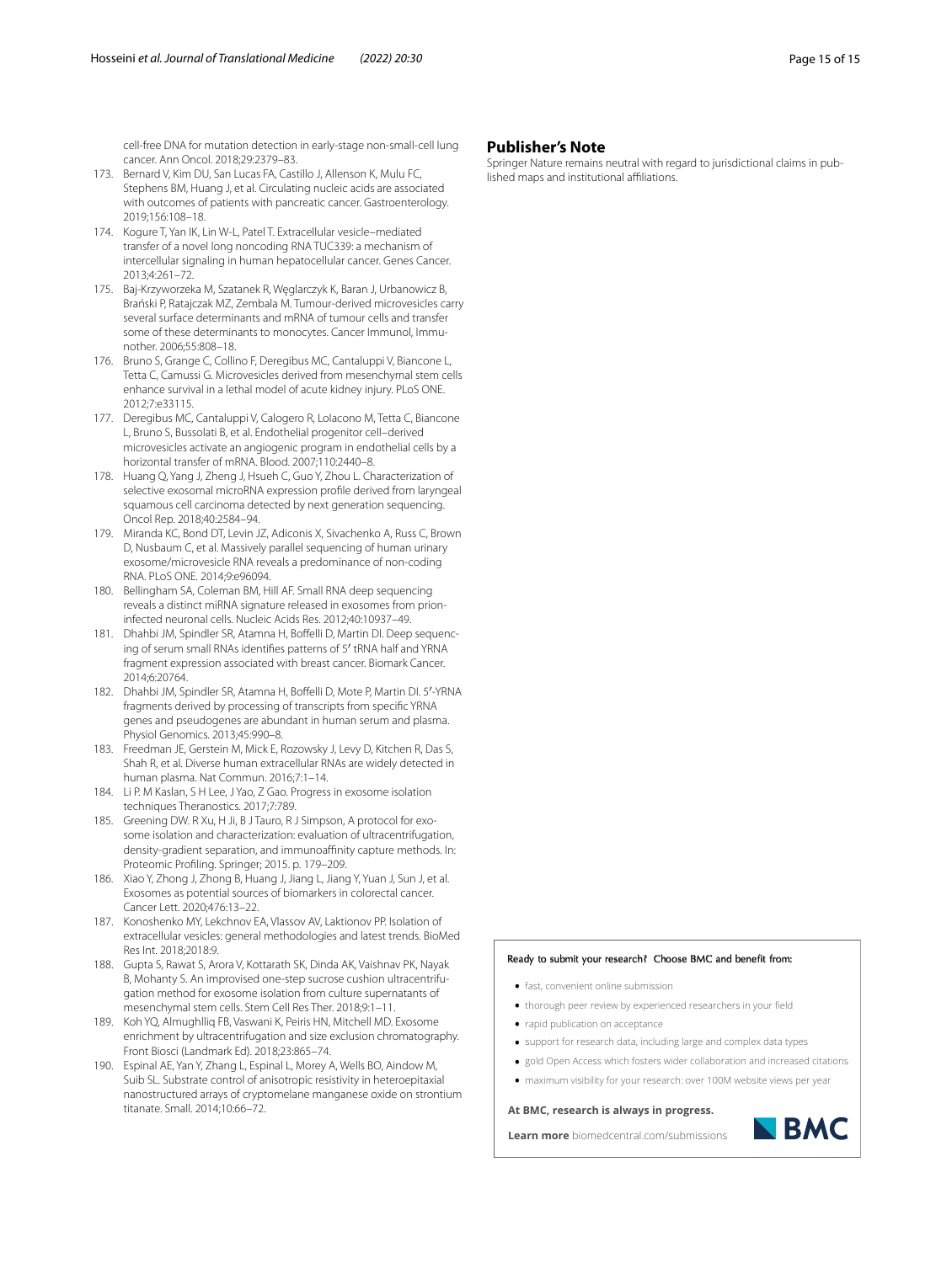cell-free DNA for mutation detection in early-stage non-small-cell lung cancer. Ann Oncol. 2018;29:2379–83.

173. Bernard V, Kim DU, San Lucas FA, Castillo J, Allenson K, Mulu FC, Stephens BM, Huang J, et al. Circulating nucleic acids are associated with outcomes of patients with pancreatic cancer. Gastroenterology. 2019;156:108–18.
174. Kogure T, Yan IK, Lin W-L, Patel T. Extracellular vesicle–mediated transfer of a novel long noncoding RNA TUC339: a mechanism of intercellular signaling in human hepatocellular cancer. Genes Cancer. 2013;4:261–72.
175. Baj-Krzyworzeka M, Szatanek R, Węglarczyk K, Baran J, Urbanowicz B, Brański P, Ratajczak MZ, Zembala M. Tumour-derived microvesicles carry several surface determinants and mRNA of tumour cells and transfer some of these determinants to monocytes. Cancer Immunol, Immunother. 2006;55:808–18.
176. Bruno S, Grange C, Collino F, Deregibus MC, Cantaluppi V, Biancone L, Tetta C, Camussi G. Microvesicles derived from mesenchymal stem cells enhance survival in a lethal model of acute kidney injury. PLoS ONE. 2012;7:e33115.
177. Deregibus MC, Cantaluppi V, Calogero R, Lolacono M, Tetta C, Biancone L, Bruno S, Bussolati B, et al. Endothelial progenitor cell–derived microvesicles activate an angiogenic program in endothelial cells by a horizontal transfer of mRNA. Blood. 2007;110:2440–8.
178. Huang Q, Yang J, Zheng J, Hsueh C, Guo Y, Zhou L. Characterization of selective exosomal microRNA expression profile derived from laryngeal squamous cell carcinoma detected by next generation sequencing. Oncol Rep. 2018;40:2584–94.
179. Miranda KC, Bond DT, Levin JZ, Adiconis X, Sivachenko A, Russ C, Brown D, Nusbaum C, et al. Massively parallel sequencing of human urinary exosome/microvesicle RNA reveals a predominance of non-coding RNA. PLoS ONE. 2014;9:e96094.
180. Bellingham SA, Coleman BM, Hill AF. Small RNA deep sequencing reveals a distinct miRNA signature released in exosomes from prion-infected neuronal cells. Nucleic Acids Res. 2012;40:10937–49.
181. Dhahbi JM, Spindler SR, Atamna H, Boffelli D, Martin DI. Deep sequencing of serum small RNAs identifies patterns of 5′ tRNA half and YRNA fragment expression associated with breast cancer. Biomark Cancer. 2014;6:20764.
182. Dhahbi JM, Spindler SR, Atamna H, Boffelli D, Mote P, Martin DI. 5′-YRNA fragments derived by processing of transcripts from specific YRNA genes and pseudogenes are abundant in human serum and plasma. Physiol Genomics. 2013;45:990–8.
183. Freedman JE, Gerstein M, Mick E, Rozowsky J, Levy D, Kitchen R, Das S, Shah R, et al. Diverse human extracellular RNAs are widely detected in human plasma. Nat Commun. 2016;7:1–14.
184. Li P. M Kaslan, S H Lee, J Yao, Z Gao. Progress in exosome isolation techniques Theranostics. 2017;7:789.
185. Greening DW. R Xu, H Ji, B J Tauro, R J Simpson, A protocol for exosome isolation and characterization: evaluation of ultracentrifugation, density-gradient separation, and immunoaffinity capture methods. In: Proteomic Profiling. Springer; 2015. p. 179–209.
186. Xiao Y, Zhong J, Zhong B, Huang J, Jiang L, Jiang Y, Yuan J, Sun J, et al. Exosomes as potential sources of biomarkers in colorectal cancer. Cancer Lett. 2020;476:13–22.
187. Konoshenko MY, Lekchnov EA, Vlassov AV, Laktionov PP. Isolation of extracellular vesicles: general methodologies and latest trends. BioMed Res Int. 2018;2018:9.
188. Gupta S, Rawat S, Arora V, Kottarath SK, Dinda AK, Vaishnav PK, Nayak B, Mohanty S. An improvised one-step sucrose cushion ultracentrifugation method for exosome isolation from culture supernatants of mesenchymal stem cells. Stem Cell Res Ther. 2018;9:1–11.
189. Koh YQ, Almughlliq FB, Vaswani K, Peiris HN, Mitchell MD. Exosome enrichment by ultracentrifugation and size exclusion chromatography. Front Biosci (Landmark Ed). 2018;23:865–74.
190. Espinal AE, Yan Y, Zhang L, Espinal L, Morey A, Wells BO, Aindow M, Suib SL. Substrate control of anisotropic resistivity in heteroepitaxial nanostructured arrays of cryptomelane manganese oxide on strontium titanate. Small. 2014;10:66–72.

## Publisher's Note

Springer Nature remains neutral with regard to jurisdictional claims in published maps and institutional affiliations.

Ready to submit your research? Choose BMC and benefit from:

- fast, convenient online submission
- thorough peer review by experienced researchers in your field
- rapid publication on acceptance
- support for research data, including large and complex data types
- gold Open Access which fosters wider collaboration and increased citations
- maximum visibility for your research: over 100M website views per year

**At BMC, research is always in progress.**

**Learn more** biomedcentral.com/submissions

BMC